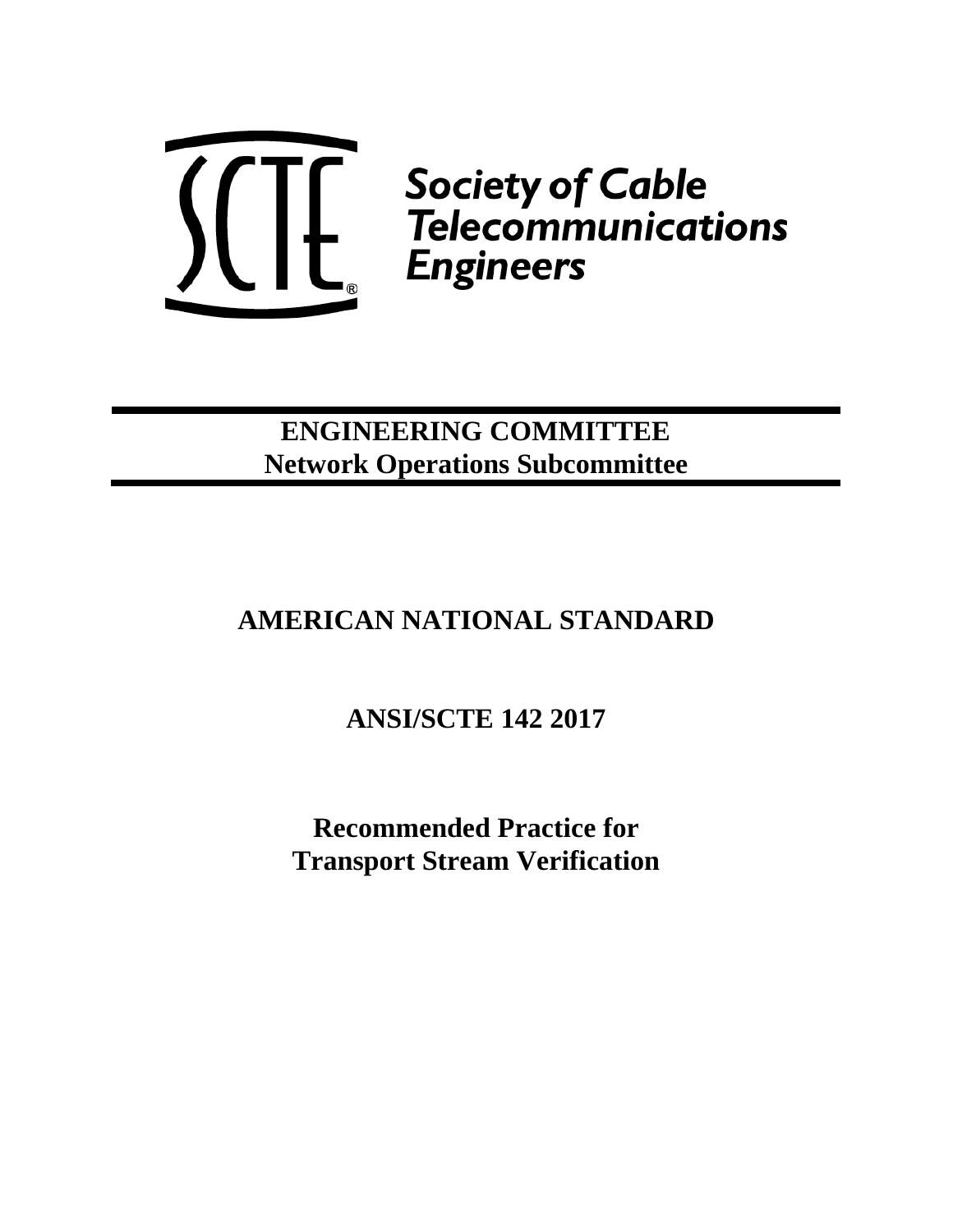Society of Cable Telecommunications Engineers

**ENGINEERING COMMITTEE**
**Network Operations Subcommittee**

# AMERICAN NATIONAL STANDARD

# ANSI/SCTE 142 2017

# Recommended Practice for Transport Stream Verification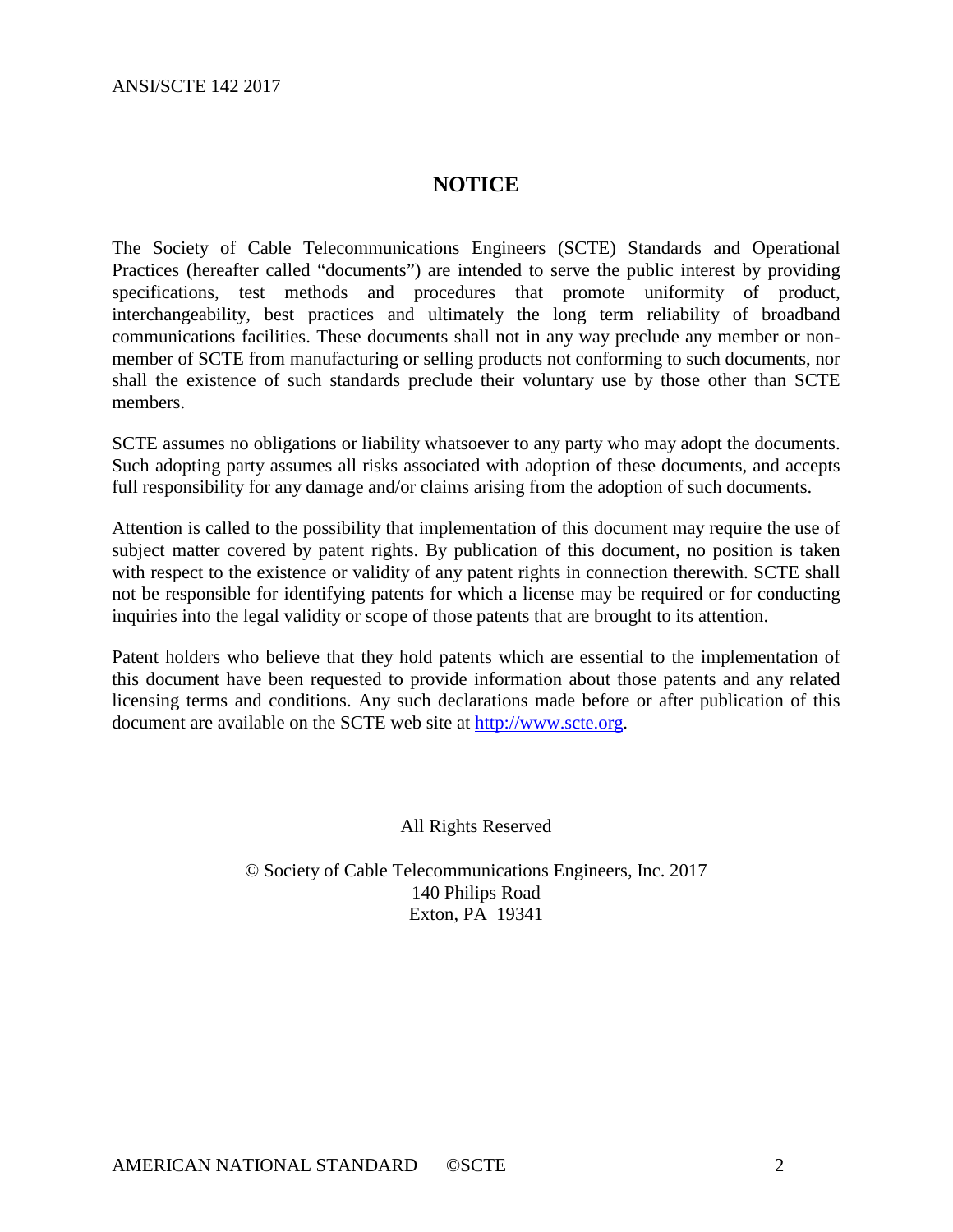# NOTICE

The Society of Cable Telecommunications Engineers (SCTE) Standards and Operational Practices (hereafter called "documents") are intended to serve the public interest by providing specifications, test methods and procedures that promote uniformity of product, interchangeability, best practices and ultimately the long term reliability of broadband communications facilities. These documents shall not in any way preclude any member or non-member of SCTE from manufacturing or selling products not conforming to such documents, nor shall the existence of such standards preclude their voluntary use by those other than SCTE members.

SCTE assumes no obligations or liability whatsoever to any party who may adopt the documents. Such adopting party assumes all risks associated with adoption of these documents, and accepts full responsibility for any damage and/or claims arising from the adoption of such documents.

Attention is called to the possibility that implementation of this document may require the use of subject matter covered by patent rights. By publication of this document, no position is taken with respect to the existence or validity of any patent rights in connection therewith. SCTE shall not be responsible for identifying patents for which a license may be required or for conducting inquiries into the legal validity or scope of those patents that are brought to its attention.

Patent holders who believe that they hold patents which are essential to the implementation of this document have been requested to provide information about those patents and any related licensing terms and conditions. Any such declarations made before or after publication of this document are available on the SCTE web site at [http://www.scte.org](http://www.scte.org).

All Rights Reserved

© Society of Cable Telecommunications Engineers, Inc. 2017
140 Philips Road
Exton, PA 19341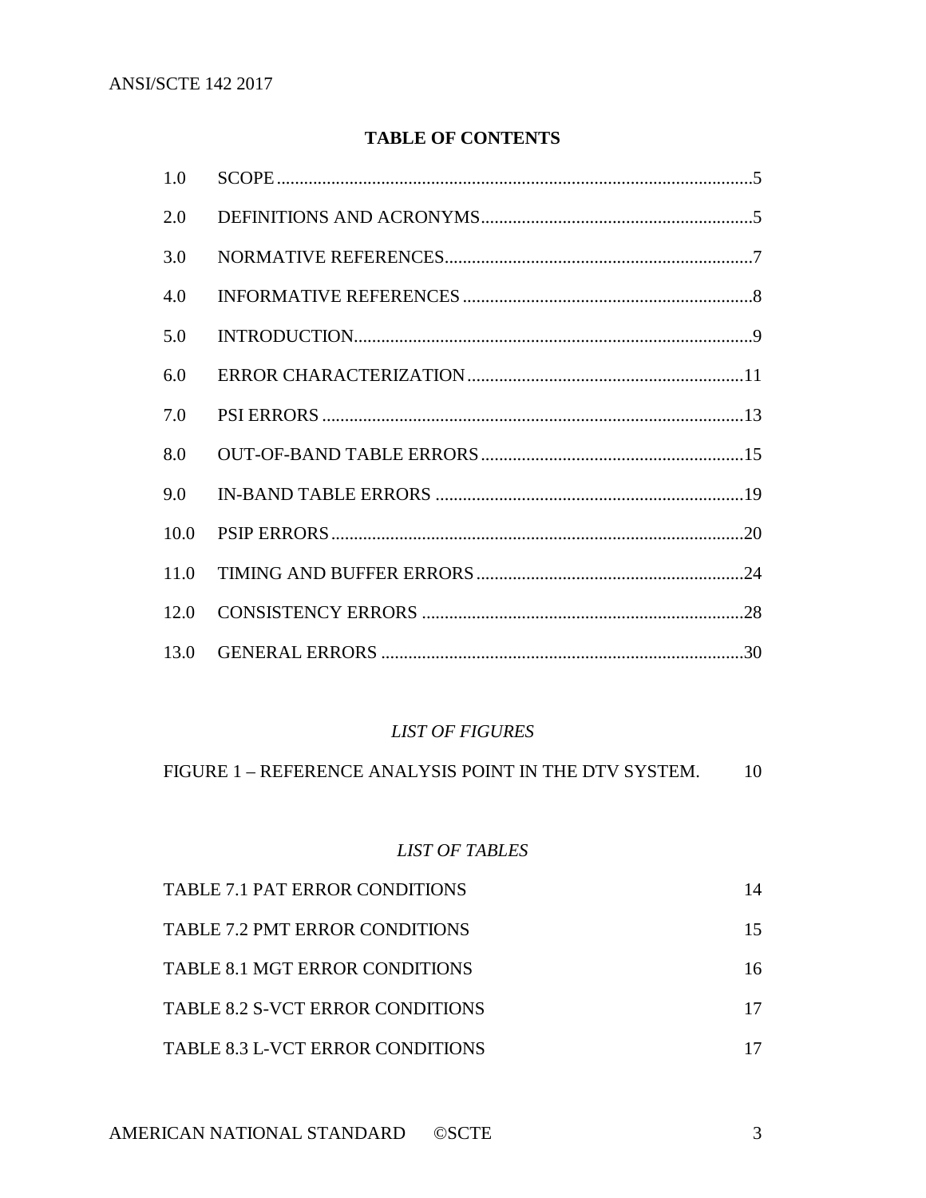# TABLE OF CONTENTS

| | | |
|---|---|---|
| 1.0 | SCOPE | 5 |
| 2.0 | DEFINITIONS AND ACRONYMS | 5 |
| 3.0 | NORMATIVE REFERENCES | 7 |
| 4.0 | INFORMATIVE REFERENCES | 8 |
| 5.0 | INTRODUCTION | 9 |
| 6.0 | ERROR CHARACTERIZATION | 11 |
| 7.0 | PSI ERRORS | 13 |
| 8.0 | OUT-OF-BAND TABLE ERRORS | 15 |
| 9.0 | IN-BAND TABLE ERRORS | 19 |
| 10.0 | PSIP ERRORS | 20 |
| 11.0 | TIMING AND BUFFER ERRORS | 24 |
| 12.0 | CONSISTENCY ERRORS | 28 |
| 13.0 | GENERAL ERRORS | 30 |

*LIST OF FIGURES*

| | |
|---|---|
| FIGURE 1 – REFERENCE ANALYSIS POINT IN THE DTV SYSTEM. | 10 |

*LIST OF TABLES*

| | |
|---|---|
| TABLE 7.1 PAT ERROR CONDITIONS | 14 |
| TABLE 7.2 PMT ERROR CONDITIONS | 15 |
| TABLE 8.1 MGT ERROR CONDITIONS | 16 |
| TABLE 8.2 S-VCT ERROR CONDITIONS | 17 |
| TABLE 8.3 L-VCT ERROR CONDITIONS | 17 |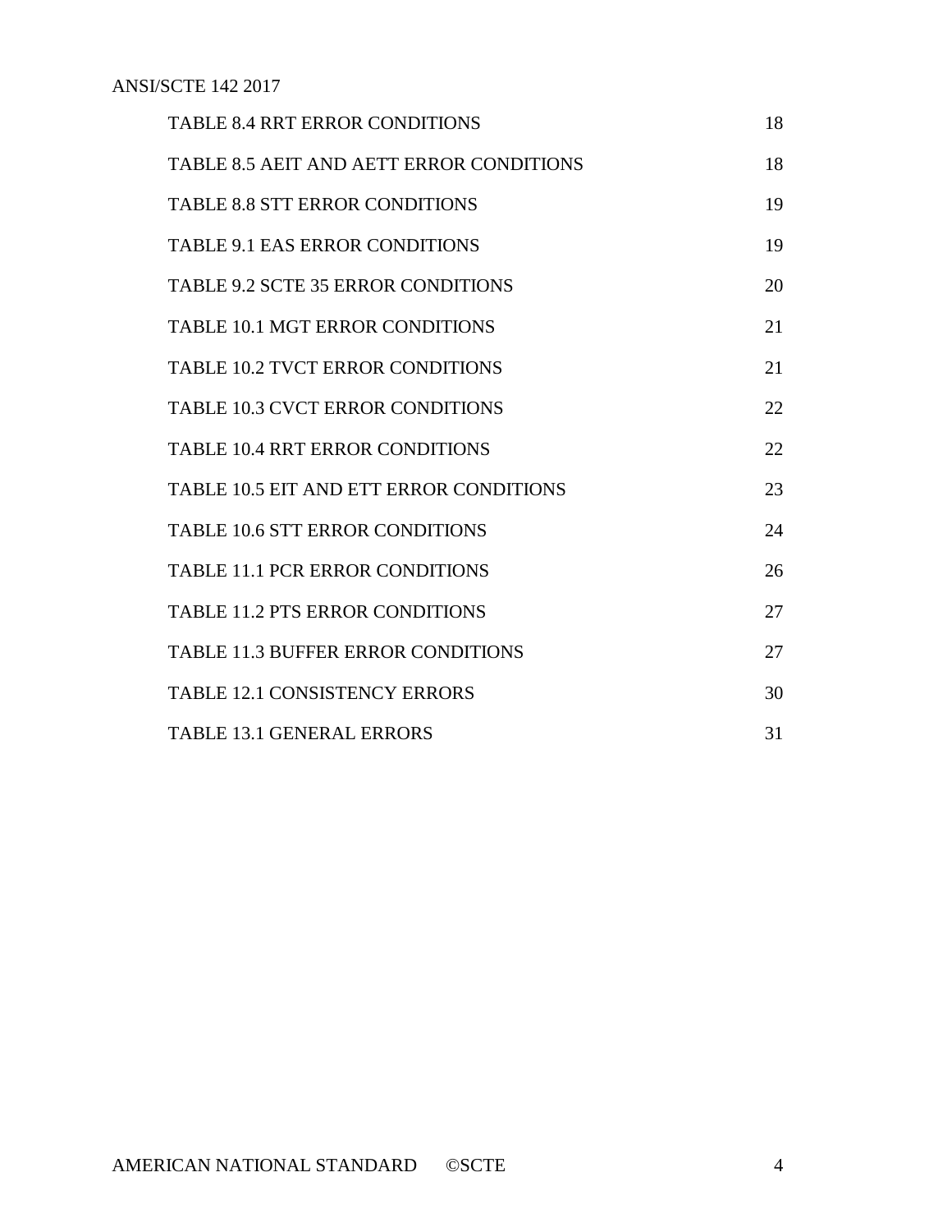TABLE 8.4 RRT ERROR CONDITIONS 18

TABLE 8.5 AEIT AND AETT ERROR CONDITIONS 18

TABLE 8.8 STT ERROR CONDITIONS 19

TABLE 9.1 EAS ERROR CONDITIONS 19

TABLE 9.2 SCTE 35 ERROR CONDITIONS 20

TABLE 10.1 MGT ERROR CONDITIONS 21

TABLE 10.2 TVCT ERROR CONDITIONS 21

TABLE 10.3 CVCT ERROR CONDITIONS 22

TABLE 10.4 RRT ERROR CONDITIONS 22

TABLE 10.5 EIT AND ETT ERROR CONDITIONS 23

TABLE 10.6 STT ERROR CONDITIONS 24

TABLE 11.1 PCR ERROR CONDITIONS 26

TABLE 11.2 PTS ERROR CONDITIONS 27

TABLE 11.3 BUFFER ERROR CONDITIONS 27

TABLE 12.1 CONSISTENCY ERRORS 30

TABLE 13.1 GENERAL ERRORS 31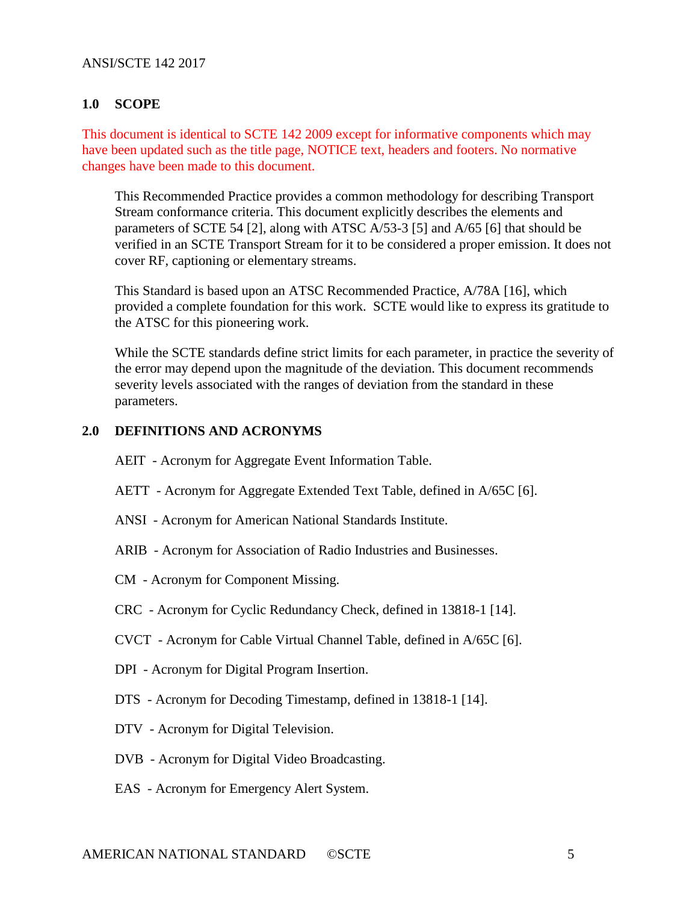## 1.0 SCOPE

This document is identical to SCTE 142 2009 except for informative components which may have been updated such as the title page, NOTICE text, headers and footers. No normative changes have been made to this document.

This Recommended Practice provides a common methodology for describing Transport Stream conformance criteria. This document explicitly describes the elements and parameters of SCTE 54 [2], along with ATSC A/53-3 [5] and A/65 [6] that should be verified in an SCTE Transport Stream for it to be considered a proper emission. It does not cover RF, captioning or elementary streams.

This Standard is based upon an ATSC Recommended Practice, A/78A [16], which provided a complete foundation for this work. SCTE would like to express its gratitude to the ATSC for this pioneering work.

While the SCTE standards define strict limits for each parameter, in practice the severity of the error may depend upon the magnitude of the deviation. This document recommends severity levels associated with the ranges of deviation from the standard in these parameters.

## 2.0 DEFINITIONS AND ACRONYMS

AEIT - Acronym for Aggregate Event Information Table.

AETT - Acronym for Aggregate Extended Text Table, defined in A/65C [6].

ANSI - Acronym for American National Standards Institute.

ARIB - Acronym for Association of Radio Industries and Businesses.

CM - Acronym for Component Missing.

CRC - Acronym for Cyclic Redundancy Check, defined in 13818-1 [14].

CVCT - Acronym for Cable Virtual Channel Table, defined in A/65C [6].

DPI - Acronym for Digital Program Insertion.

DTS - Acronym for Decoding Timestamp, defined in 13818-1 [14].

DTV - Acronym for Digital Television.

DVB - Acronym for Digital Video Broadcasting.

EAS - Acronym for Emergency Alert System.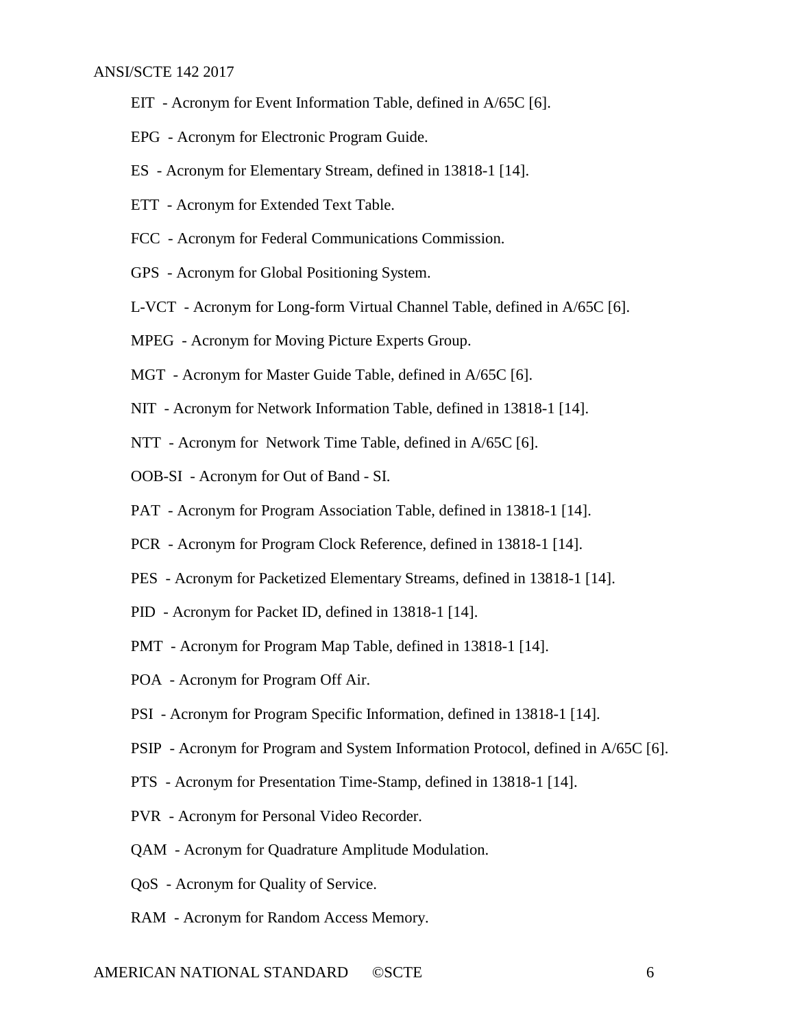EIT - Acronym for Event Information Table, defined in A/65C [6].

EPG - Acronym for Electronic Program Guide.

ES - Acronym for Elementary Stream, defined in 13818-1 [14].

ETT - Acronym for Extended Text Table.

FCC - Acronym for Federal Communications Commission.

GPS - Acronym for Global Positioning System.

L-VCT - Acronym for Long-form Virtual Channel Table, defined in A/65C [6].

MPEG - Acronym for Moving Picture Experts Group.

MGT - Acronym for Master Guide Table, defined in A/65C [6].

NIT - Acronym for Network Information Table, defined in 13818-1 [14].

NTT - Acronym for Network Time Table, defined in A/65C [6].

OOB-SI - Acronym for Out of Band - SI.

PAT - Acronym for Program Association Table, defined in 13818-1 [14].

PCR - Acronym for Program Clock Reference, defined in 13818-1 [14].

PES - Acronym for Packetized Elementary Streams, defined in 13818-1 [14].

PID - Acronym for Packet ID, defined in 13818-1 [14].

PMT - Acronym for Program Map Table, defined in 13818-1 [14].

POA - Acronym for Program Off Air.

PSI - Acronym for Program Specific Information, defined in 13818-1 [14].

PSIP - Acronym for Program and System Information Protocol, defined in A/65C [6].

PTS - Acronym for Presentation Time-Stamp, defined in 13818-1 [14].

PVR - Acronym for Personal Video Recorder.

QAM - Acronym for Quadrature Amplitude Modulation.

QoS - Acronym for Quality of Service.

RAM - Acronym for Random Access Memory.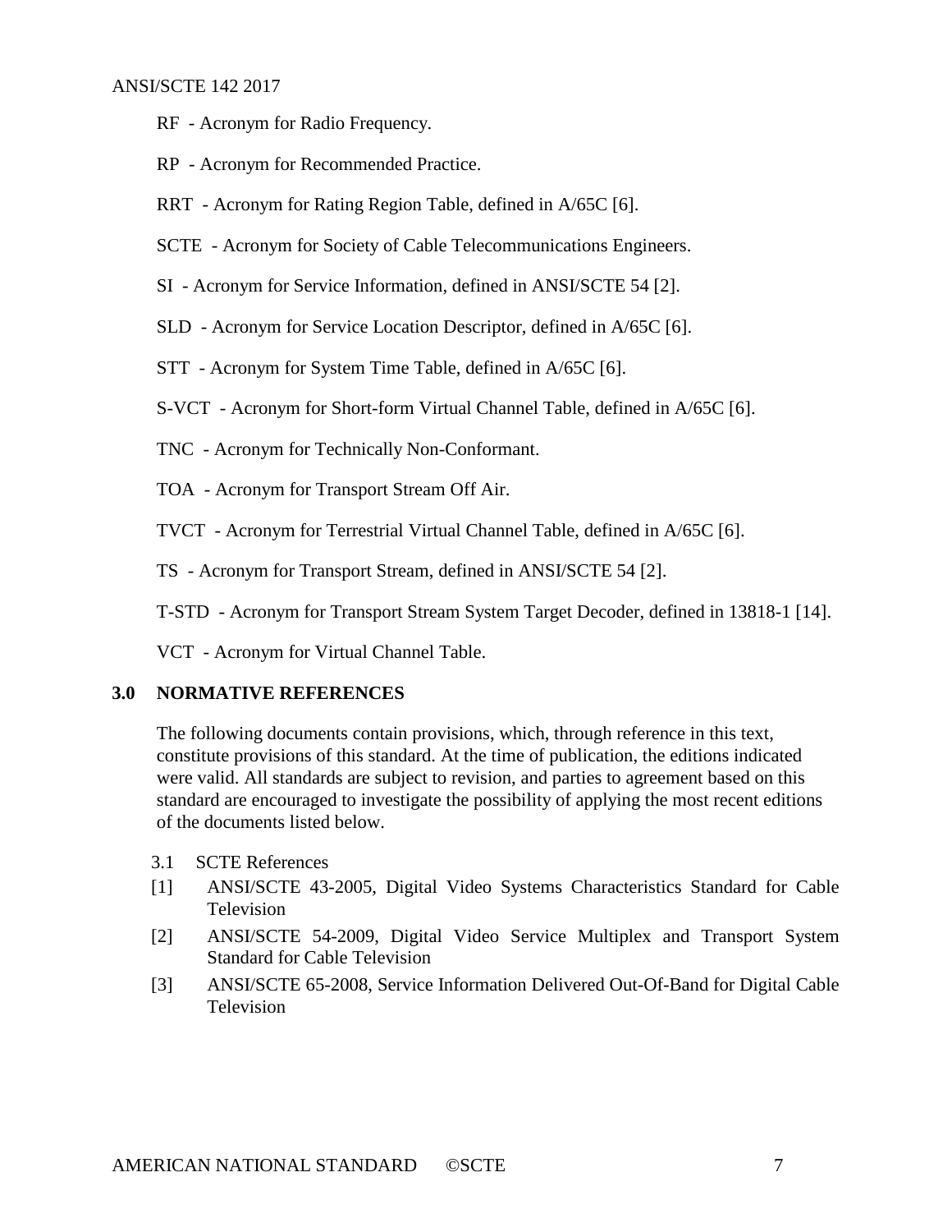RF - Acronym for Radio Frequency.

RP - Acronym for Recommended Practice.

RRT - Acronym for Rating Region Table, defined in A/65C [6].

SCTE - Acronym for Society of Cable Telecommunications Engineers.

SI - Acronym for Service Information, defined in ANSI/SCTE 54 [2].

SLD - Acronym for Service Location Descriptor, defined in A/65C [6].

STT - Acronym for System Time Table, defined in A/65C [6].

S-VCT - Acronym for Short-form Virtual Channel Table, defined in A/65C [6].

TNC - Acronym for Technically Non-Conformant.

TOA - Acronym for Transport Stream Off Air.

TVCT - Acronym for Terrestrial Virtual Channel Table, defined in A/65C [6].

TS - Acronym for Transport Stream, defined in ANSI/SCTE 54 [2].

T-STD - Acronym for Transport Stream System Target Decoder, defined in 13818-1 [14].

VCT - Acronym for Virtual Channel Table.

## 3.0 NORMATIVE REFERENCES

The following documents contain provisions, which, through reference in this text, constitute provisions of this standard. At the time of publication, the editions indicated were valid. All standards are subject to revision, and parties to agreement based on this standard are encouraged to investigate the possibility of applying the most recent editions of the documents listed below.

### 3.1 SCTE References

[1] ANSI/SCTE 43-2005, Digital Video Systems Characteristics Standard for Cable Television

[2] ANSI/SCTE 54-2009, Digital Video Service Multiplex and Transport System Standard for Cable Television

[3] ANSI/SCTE 65-2008, Service Information Delivered Out-Of-Band for Digital Cable Television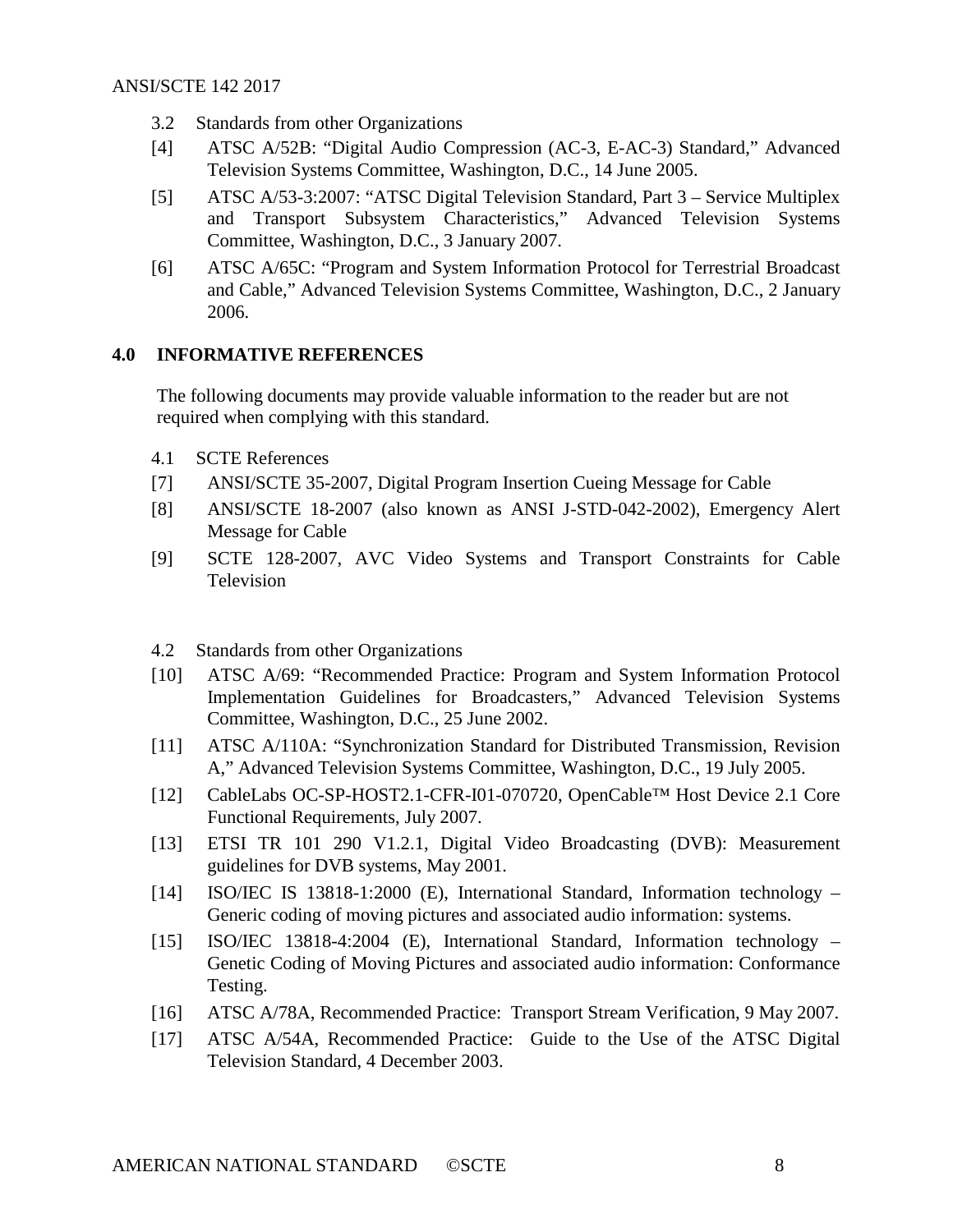3.2 Standards from other Organizations

[4] ATSC A/52B: "Digital Audio Compression (AC-3, E-AC-3) Standard," Advanced Television Systems Committee, Washington, D.C., 14 June 2005.

[5] ATSC A/53-3:2007: "ATSC Digital Television Standard, Part 3 – Service Multiplex and Transport Subsystem Characteristics," Advanced Television Systems Committee, Washington, D.C., 3 January 2007.

[6] ATSC A/65C: "Program and System Information Protocol for Terrestrial Broadcast and Cable," Advanced Television Systems Committee, Washington, D.C., 2 January 2006.

## 4.0 INFORMATIVE REFERENCES

The following documents may provide valuable information to the reader but are not required when complying with this standard.

4.1 SCTE References

[7] ANSI/SCTE 35-2007, Digital Program Insertion Cueing Message for Cable

[8] ANSI/SCTE 18-2007 (also known as ANSI J-STD-042-2002), Emergency Alert Message for Cable

[9] SCTE 128-2007, AVC Video Systems and Transport Constraints for Cable Television

4.2 Standards from other Organizations

[10] ATSC A/69: "Recommended Practice: Program and System Information Protocol Implementation Guidelines for Broadcasters," Advanced Television Systems Committee, Washington, D.C., 25 June 2002.

[11] ATSC A/110A: "Synchronization Standard for Distributed Transmission, Revision A," Advanced Television Systems Committee, Washington, D.C., 19 July 2005.

[12] CableLabs OC-SP-HOST2.1-CFR-I01-070720, OpenCable™ Host Device 2.1 Core Functional Requirements, July 2007.

[13] ETSI TR 101 290 V1.2.1, Digital Video Broadcasting (DVB): Measurement guidelines for DVB systems, May 2001.

[14] ISO/IEC IS 13818-1:2000 (E), International Standard, Information technology – Generic coding of moving pictures and associated audio information: systems.

[15] ISO/IEC 13818-4:2004 (E), International Standard, Information technology – Genetic Coding of Moving Pictures and associated audio information: Conformance Testing.

[16] ATSC A/78A, Recommended Practice: Transport Stream Verification, 9 May 2007.

[17] ATSC A/54A, Recommended Practice: Guide to the Use of the ATSC Digital Television Standard, 4 December 2003.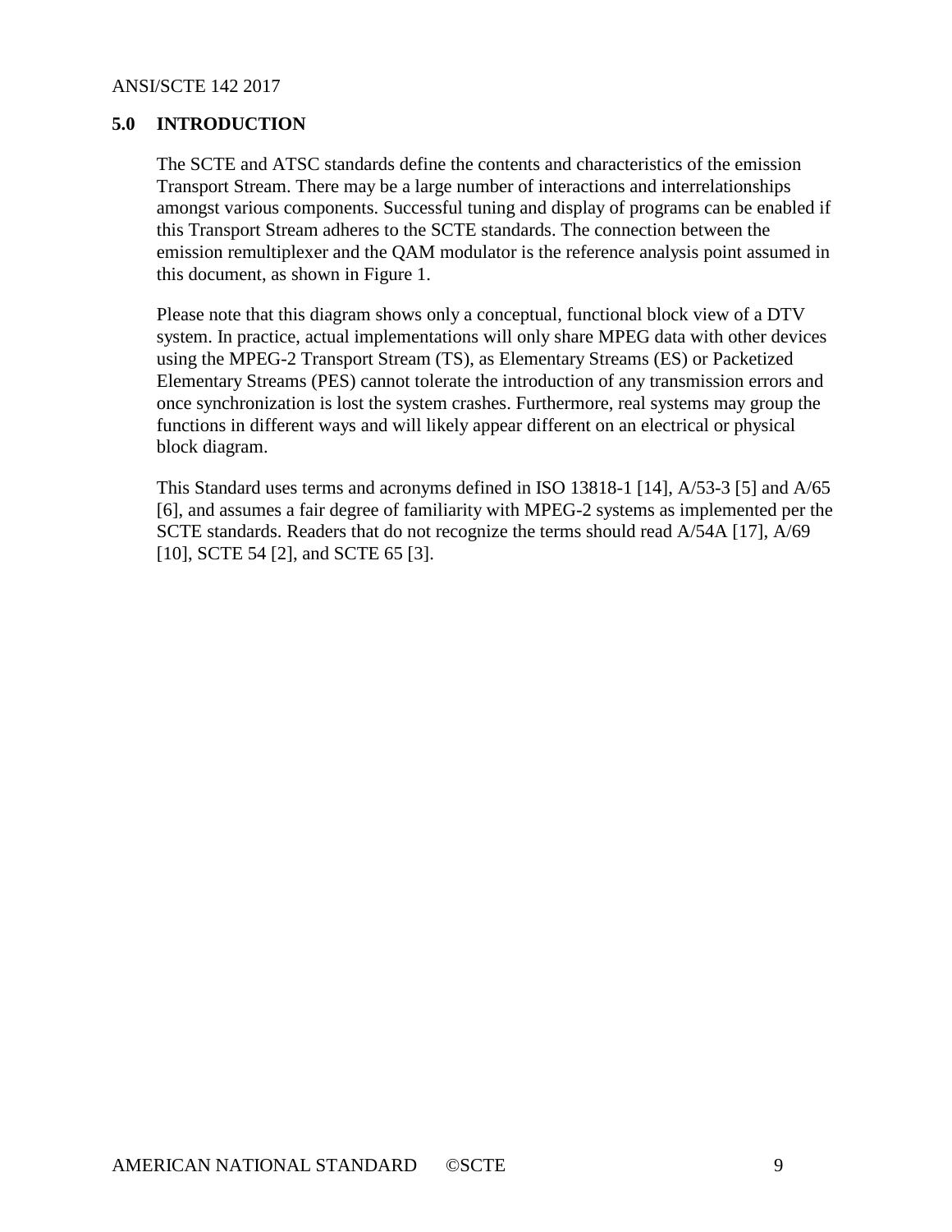## 5.0 INTRODUCTION

The SCTE and ATSC standards define the contents and characteristics of the emission Transport Stream. There may be a large number of interactions and interrelationships amongst various components. Successful tuning and display of programs can be enabled if this Transport Stream adheres to the SCTE standards. The connection between the emission remultiplexer and the QAM modulator is the reference analysis point assumed in this document, as shown in Figure 1.

Please note that this diagram shows only a conceptual, functional block view of a DTV system. In practice, actual implementations will only share MPEG data with other devices using the MPEG-2 Transport Stream (TS), as Elementary Streams (ES) or Packetized Elementary Streams (PES) cannot tolerate the introduction of any transmission errors and once synchronization is lost the system crashes. Furthermore, real systems may group the functions in different ways and will likely appear different on an electrical or physical block diagram.

This Standard uses terms and acronyms defined in ISO 13818-1 [14], A/53-3 [5] and A/65 [6], and assumes a fair degree of familiarity with MPEG-2 systems as implemented per the SCTE standards. Readers that do not recognize the terms should read A/54A [17], A/69 [10], SCTE 54 [2], and SCTE 65 [3].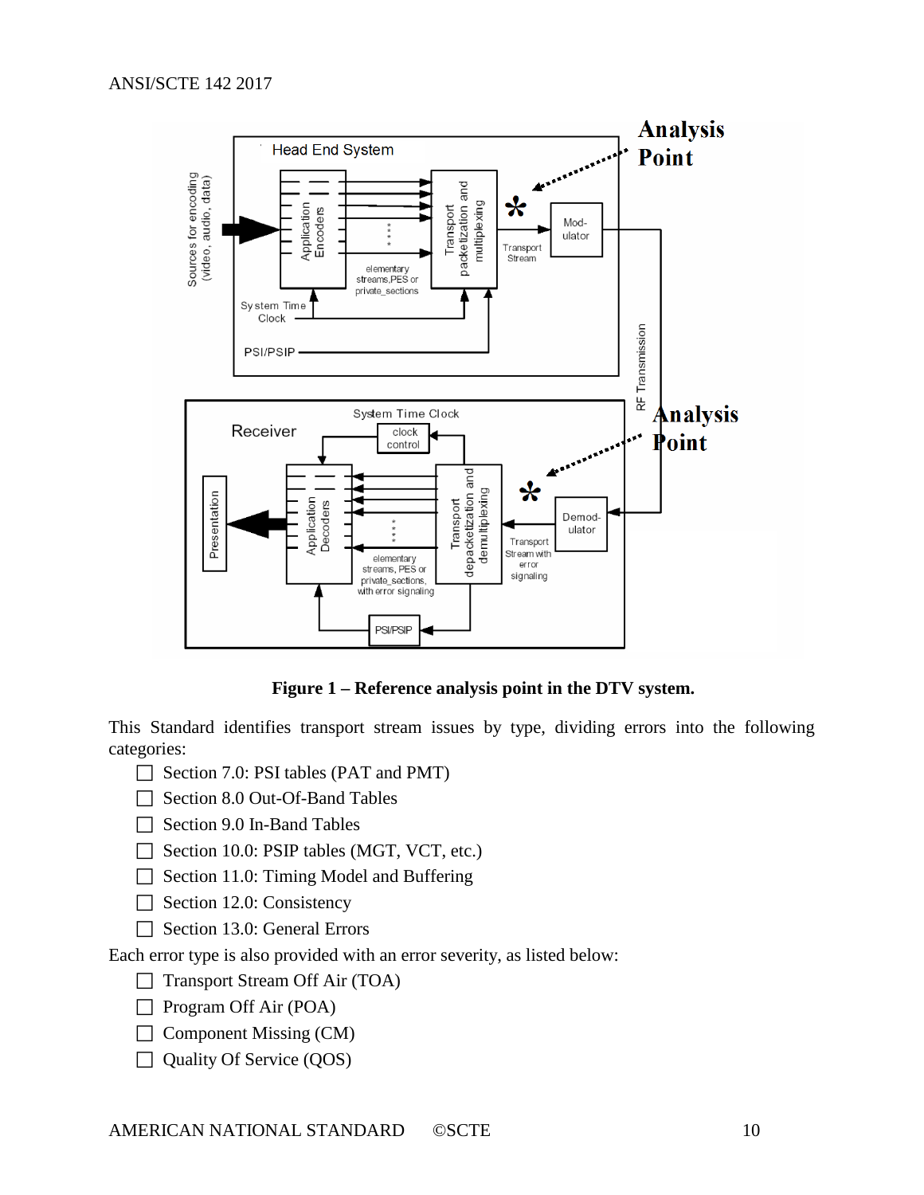**Figure 1 – Reference analysis point in the DTV system.**

This Standard identifies transport stream issues by type, dividing errors into the following categories:

- Section 7.0: PSI tables (PAT and PMT)
- Section 8.0 Out-Of-Band Tables
- Section 9.0 In-Band Tables
- Section 10.0: PSIP tables (MGT, VCT, etc.)
- Section 11.0: Timing Model and Buffering
- Section 12.0: Consistency
- Section 13.0: General Errors

Each error type is also provided with an error severity, as listed below:

- Transport Stream Off Air (TOA)
- Program Off Air (POA)
- Component Missing (CM)
- Quality Of Service (QOS)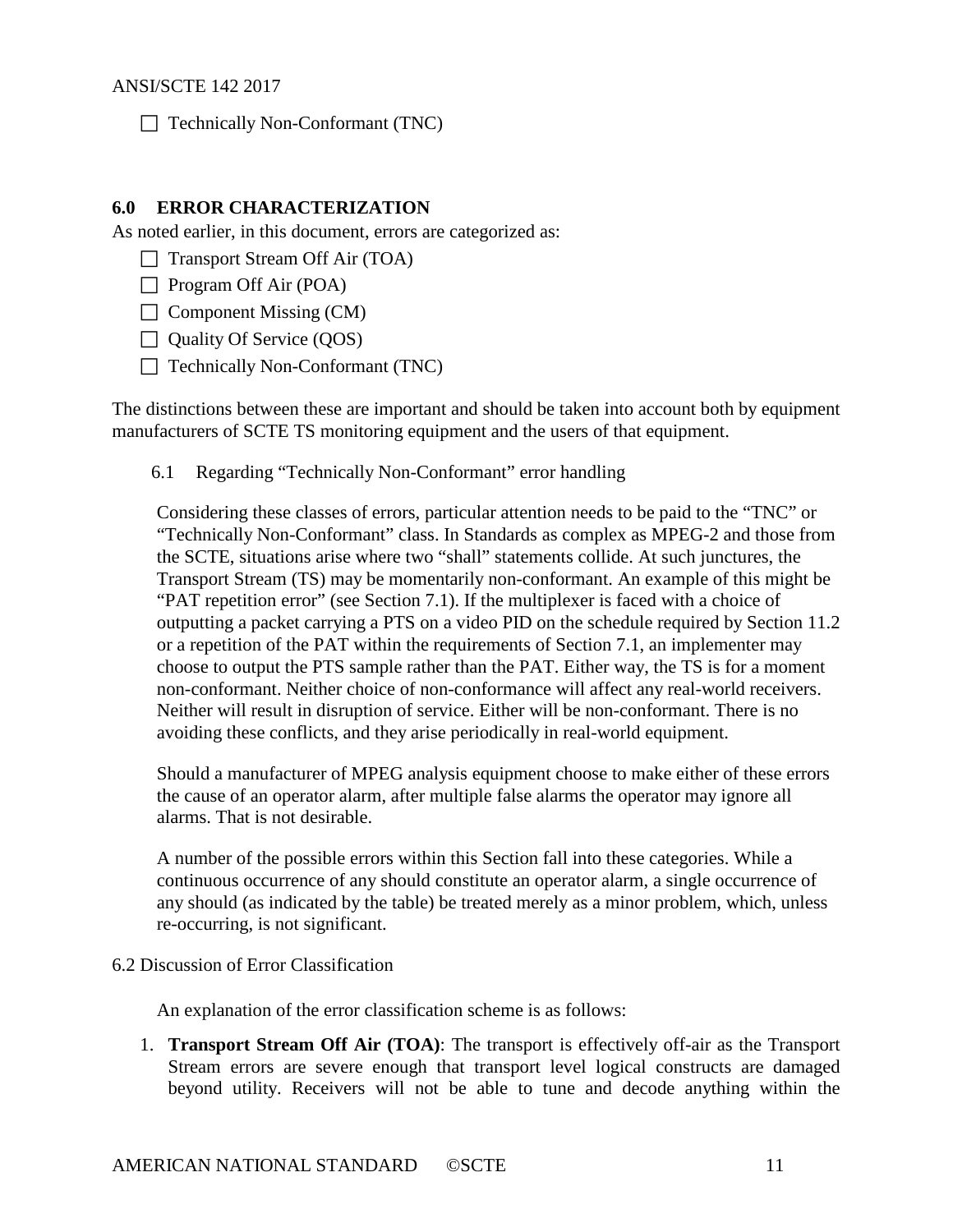- Technically Non-Conformant (TNC)

## 6.0 ERROR CHARACTERIZATION

As noted earlier, in this document, errors are categorized as:

- Transport Stream Off Air (TOA)
- Program Off Air (POA)
- Component Missing (CM)
- Quality Of Service (QOS)
- Technically Non-Conformant (TNC)

The distinctions between these are important and should be taken into account both by equipment manufacturers of SCTE TS monitoring equipment and the users of that equipment.

### 6.1 Regarding "Technically Non-Conformant" error handling

Considering these classes of errors, particular attention needs to be paid to the "TNC" or "Technically Non-Conformant" class. In Standards as complex as MPEG-2 and those from the SCTE, situations arise where two "shall" statements collide. At such junctures, the Transport Stream (TS) may be momentarily non-conformant. An example of this might be "PAT repetition error" (see Section 7.1). If the multiplexer is faced with a choice of outputting a packet carrying a PTS on a video PID on the schedule required by Section 11.2 or a repetition of the PAT within the requirements of Section 7.1, an implementer may choose to output the PTS sample rather than the PAT. Either way, the TS is for a moment non-conformant. Neither choice of non-conformance will affect any real-world receivers. Neither will result in disruption of service. Either will be non-conformant. There is no avoiding these conflicts, and they arise periodically in real-world equipment.

Should a manufacturer of MPEG analysis equipment choose to make either of these errors the cause of an operator alarm, after multiple false alarms the operator may ignore all alarms. That is not desirable.

A number of the possible errors within this Section fall into these categories. While a continuous occurrence of any should constitute an operator alarm, a single occurrence of any should (as indicated by the table) be treated merely as a minor problem, which, unless re-occurring, is not significant.

### 6.2 Discussion of Error Classification

An explanation of the error classification scheme is as follows:

1. **Transport Stream Off Air (TOA)**: The transport is effectively off-air as the Transport Stream errors are severe enough that transport level logical constructs are damaged beyond utility. Receivers will not be able to tune and decode anything within the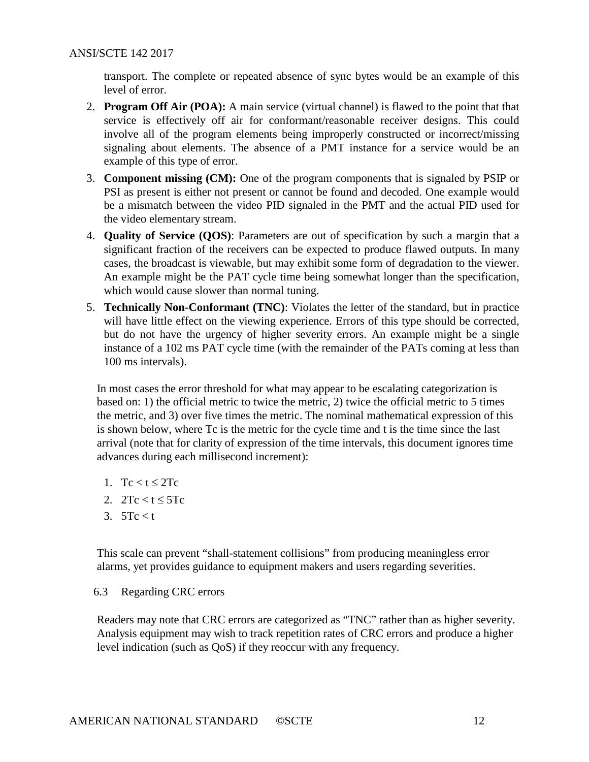transport. The complete or repeated absence of sync bytes would be an example of this level of error.

2. **Program Off Air (POA):** A main service (virtual channel) is flawed to the point that that service is effectively off air for conformant/reasonable receiver designs. This could involve all of the program elements being improperly constructed or incorrect/missing signaling about elements. The absence of a PMT instance for a service would be an example of this type of error.
3. **Component missing (CM):** One of the program components that is signaled by PSIP or PSI as present is either not present or cannot be found and decoded. One example would be a mismatch between the video PID signaled in the PMT and the actual PID used for the video elementary stream.
4. **Quality of Service (QOS)**: Parameters are out of specification by such a margin that a significant fraction of the receivers can be expected to produce flawed outputs. In many cases, the broadcast is viewable, but may exhibit some form of degradation to the viewer. An example might be the PAT cycle time being somewhat longer than the specification, which would cause slower than normal tuning.
5. **Technically Non-Conformant (TNC)**: Violates the letter of the standard, but in practice will have little effect on the viewing experience. Errors of this type should be corrected, but do not have the urgency of higher severity errors. An example might be a single instance of a 102 ms PAT cycle time (with the remainder of the PATs coming at less than 100 ms intervals).

In most cases the error threshold for what may appear to be escalating categorization is based on: 1) the official metric to twice the metric, 2) twice the official metric to 5 times the metric, and 3) over five times the metric. The nominal mathematical expression of this is shown below, where Tc is the metric for the cycle time and t is the time since the last arrival (note that for clarity of expression of the time intervals, this document ignores time advances during each millisecond increment):

1. $Tc < t \leq 2Tc$
2. $2Tc < t \leq 5Tc$
3. $5Tc < t$

This scale can prevent "shall-statement collisions" from producing meaningless error alarms, yet provides guidance to equipment makers and users regarding severities.

## 6.3 Regarding CRC errors

Readers may note that CRC errors are categorized as "TNC" rather than as higher severity. Analysis equipment may wish to track repetition rates of CRC errors and produce a higher level indication (such as QoS) if they reoccur with any frequency.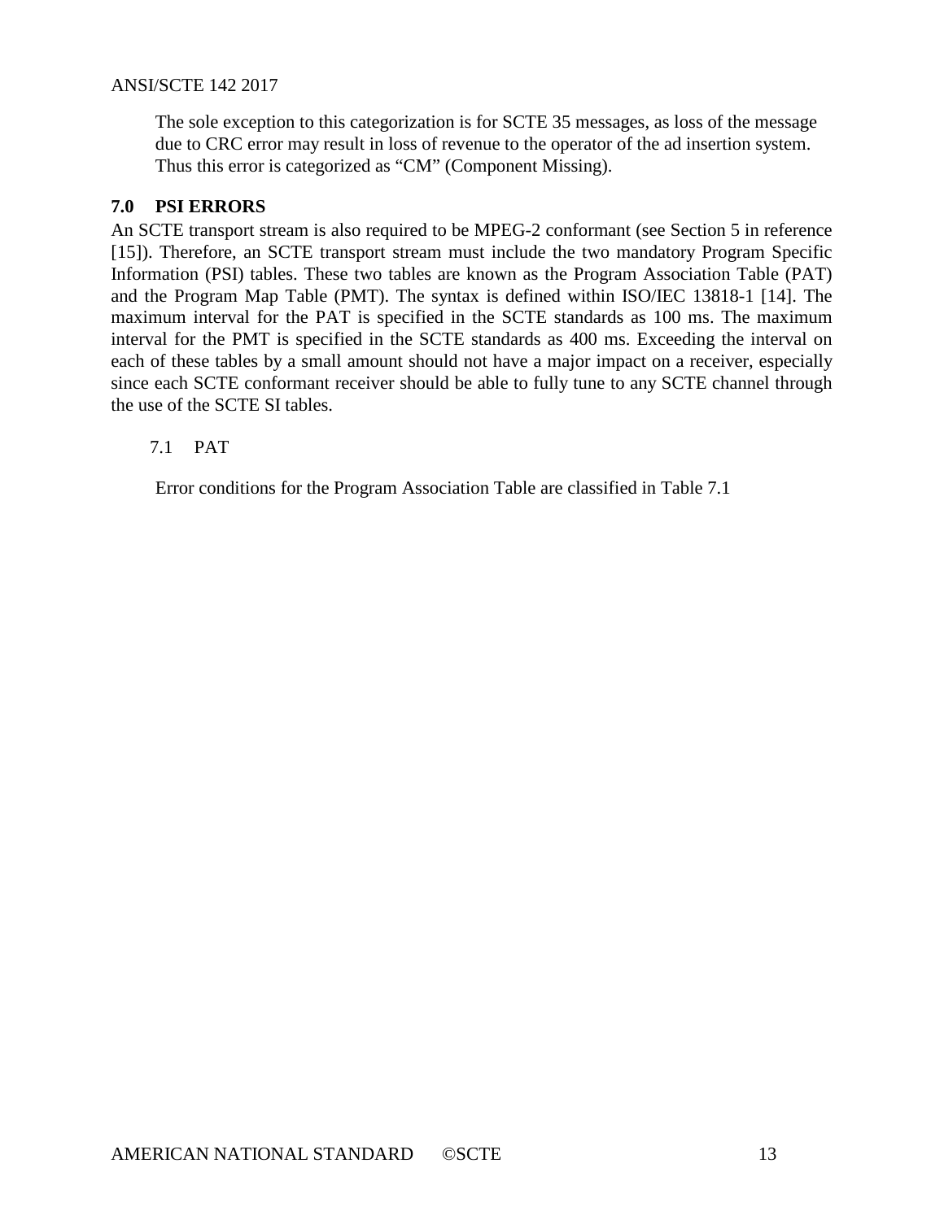The sole exception to this categorization is for SCTE 35 messages, as loss of the message due to CRC error may result in loss of revenue to the operator of the ad insertion system. Thus this error is categorized as "CM" (Component Missing).

## 7.0 PSI ERRORS

An SCTE transport stream is also required to be MPEG-2 conformant (see Section 5 in reference [15]). Therefore, an SCTE transport stream must include the two mandatory Program Specific Information (PSI) tables. These two tables are known as the Program Association Table (PAT) and the Program Map Table (PMT). The syntax is defined within ISO/IEC 13818-1 [14]. The maximum interval for the PAT is specified in the SCTE standards as 100 ms. The maximum interval for the PMT is specified in the SCTE standards as 400 ms. Exceeding the interval on each of these tables by a small amount should not have a major impact on a receiver, especially since each SCTE conformant receiver should be able to fully tune to any SCTE channel through the use of the SCTE SI tables.

### 7.1 PAT

Error conditions for the Program Association Table are classified in Table 7.1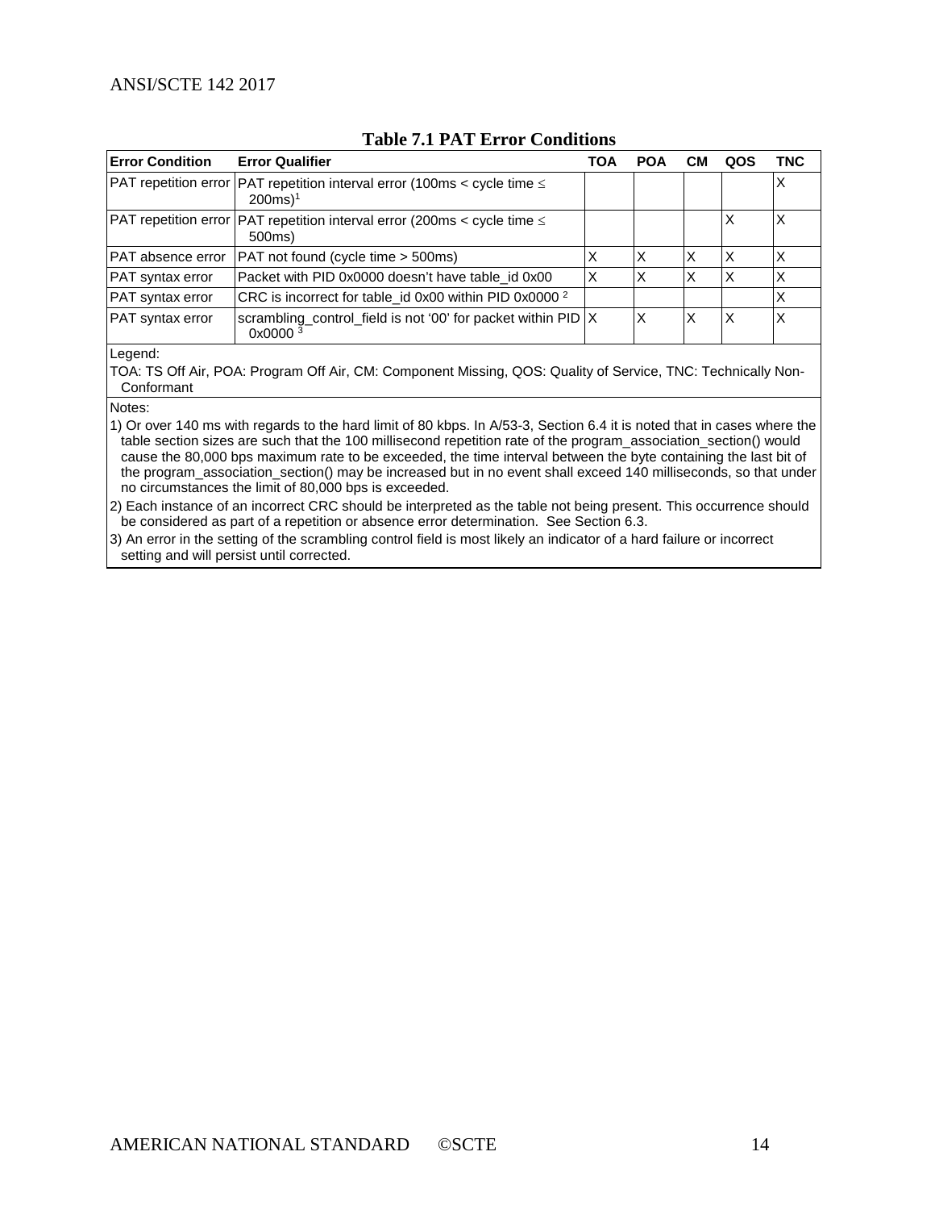**Table 7.1 PAT Error Conditions**

| Error Condition | Error Qualifier | TOA | POA | CM | QOS | TNC |
|---|---|---|---|---|---|---|
| PAT repetition error | PAT repetition interval error (100ms < cycle time ≤ 200ms)[1] | | | | | X |
| PAT repetition error | PAT repetition interval error (200ms < cycle time ≤ 500ms) | | | | X | X |
| PAT absence error | PAT not found (cycle time > 500ms) | X | X | X | X | X |
| PAT syntax error | Packet with PID 0x0000 doesn't have table_id 0x00 | X | X | X | X | X |
| PAT syntax error | CRC is incorrect for table_id 0x00 within PID 0x0000 [2] | | | | | X |
| PAT syntax error | scrambling_control_field is not '00' for packet within PID 0x0000 [3] | X | X | X | X | X |

Legend:

TOA: TS Off Air, POA: Program Off Air, CM: Component Missing, QOS: Quality of Service, TNC: Technically Non-Conformant

Notes:

1) Or over 140 ms with regards to the hard limit of 80 kbps. In A/53-3, Section 6.4 it is noted that in cases where the table section sizes are such that the 100 millisecond repetition rate of the program_association_section() would cause the 80,000 bps maximum rate to be exceeded, the time interval between the byte containing the last bit of the program_association_section() may be increased but in no event shall exceed 140 milliseconds, so that under no circumstances the limit of 80,000 bps is exceeded.

2) Each instance of an incorrect CRC should be interpreted as the table not being present. This occurrence should be considered as part of a repetition or absence error determination. See Section 6.3.

3) An error in the setting of the scrambling control field is most likely an indicator of a hard failure or incorrect setting and will persist until corrected.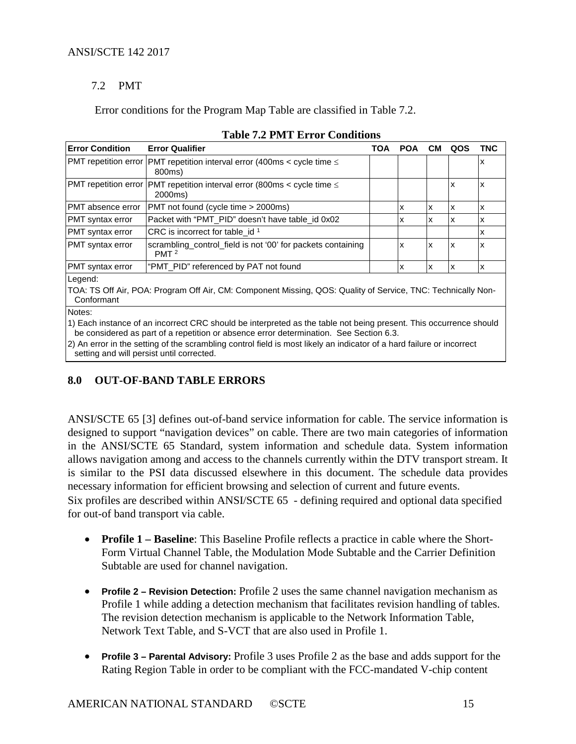### 7.2 PMT

Error conditions for the Program Map Table are classified in Table 7.2.

**Table 7.2 PMT Error Conditions**

| Error Condition | Error Qualifier | TOA | POA | CM | QOS | TNC |
|---|---|---|---|---|---|---|
| PMT repetition error | PMT repetition interval error (400ms < cycle time ≤ 800ms) | | | | | x |
| PMT repetition error | PMT repetition interval error (800ms < cycle time ≤ 2000ms) | | | | x | x |
| PMT absence error | PMT not found (cycle time > 2000ms) | | x | x | x | x |
| PMT syntax error | Packet with "PMT_PID" doesn't have table_id 0x02 | | x | x | x | x |
| PMT syntax error | CRC is incorrect for table_id [1] | | | | | x |
| PMT syntax error | scrambling_control_field is not '00' for packets containing PMT [2] | | x | x | x | x |
| PMT syntax error | "PMT_PID" referenced by PAT not found | | x | x | x | x |

Legend:

TOA: TS Off Air, POA: Program Off Air, CM: Component Missing, QOS: Quality of Service, TNC: Technically Non-Conformant

Notes:

1) Each instance of an incorrect CRC should be interpreted as the table not being present. This occurrence should be considered as part of a repetition or absence error determination. See Section 6.3.

2) An error in the setting of the scrambling control field is most likely an indicator of a hard failure or incorrect setting and will persist until corrected.

## 8.0 OUT-OF-BAND TABLE ERRORS

ANSI/SCTE 65 [3] defines out-of-band service information for cable. The service information is designed to support "navigation devices" on cable. There are two main categories of information in the ANSI/SCTE 65 Standard, system information and schedule data. System information allows navigation among and access to the channels currently within the DTV transport stream. It is similar to the PSI data discussed elsewhere in this document. The schedule data provides necessary information for efficient browsing and selection of current and future events.

Six profiles are described within ANSI/SCTE 65 - defining required and optional data specified for out-of band transport via cable.

- **Profile 1 – Baseline**: This Baseline Profile reflects a practice in cable where the Short-Form Virtual Channel Table, the Modulation Mode Subtable and the Carrier Definition Subtable are used for channel navigation.

- **Profile 2 – Revision Detection:** Profile 2 uses the same channel navigation mechanism as Profile 1 while adding a detection mechanism that facilitates revision handling of tables. The revision detection mechanism is applicable to the Network Information Table, Network Text Table, and S-VCT that are also used in Profile 1.

- **Profile 3 – Parental Advisory:** Profile 3 uses Profile 2 as the base and adds support for the Rating Region Table in order to be compliant with the FCC-mandated V-chip content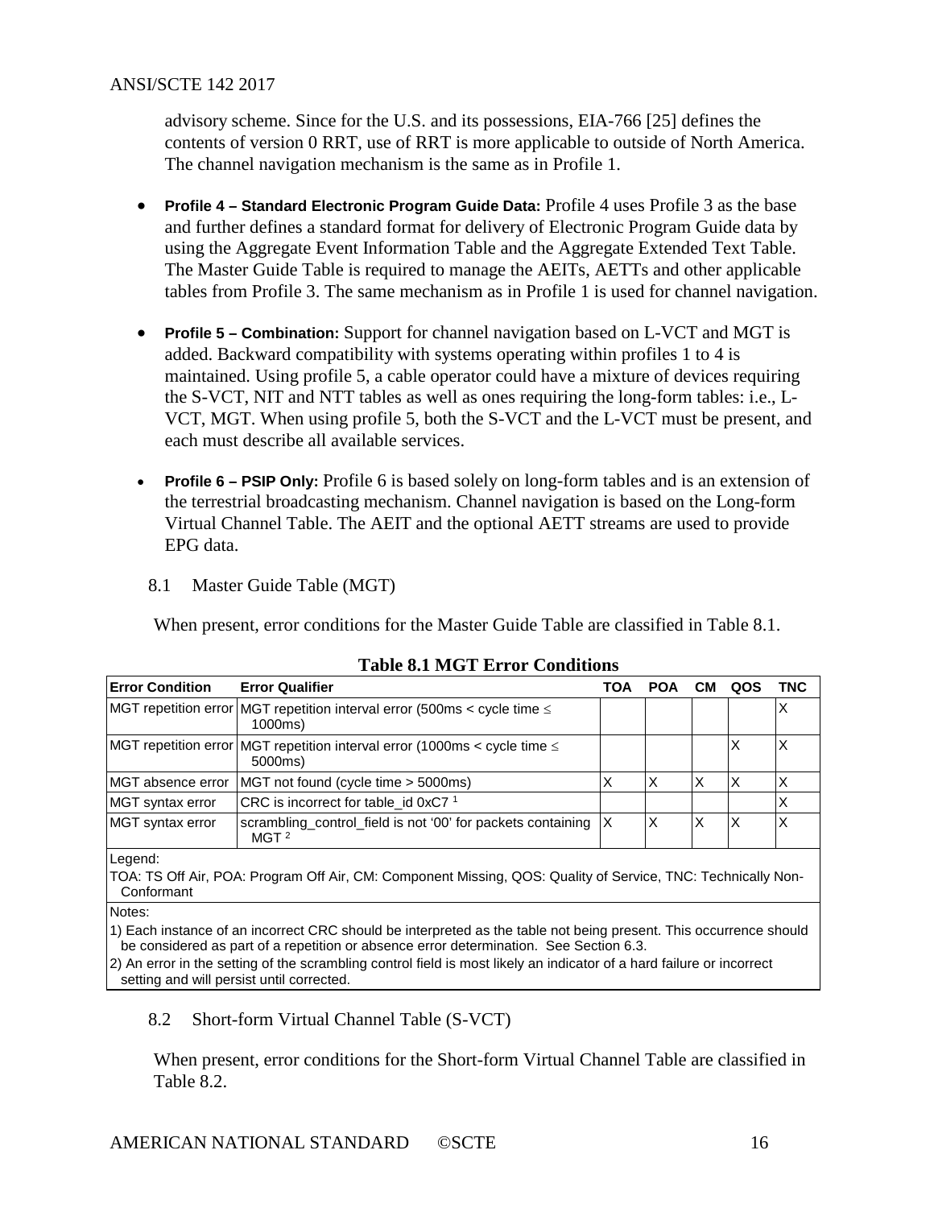advisory scheme. Since for the U.S. and its possessions, EIA-766 [25] defines the contents of version 0 RRT, use of RRT is more applicable to outside of North America. The channel navigation mechanism is the same as in Profile 1.

- **Profile 4 – Standard Electronic Program Guide Data:** Profile 4 uses Profile 3 as the base and further defines a standard format for delivery of Electronic Program Guide data by using the Aggregate Event Information Table and the Aggregate Extended Text Table. The Master Guide Table is required to manage the AEITs, AETTs and other applicable tables from Profile 3. The same mechanism as in Profile 1 is used for channel navigation.

- **Profile 5 – Combination:** Support for channel navigation based on L-VCT and MGT is added. Backward compatibility with systems operating within profiles 1 to 4 is maintained. Using profile 5, a cable operator could have a mixture of devices requiring the S-VCT, NIT and NTT tables as well as ones requiring the long-form tables: i.e., L-VCT, MGT. When using profile 5, both the S-VCT and the L-VCT must be present, and each must describe all available services.

- **Profile 6 – PSIP Only:** Profile 6 is based solely on long-form tables and is an extension of the terrestrial broadcasting mechanism. Channel navigation is based on the Long-form Virtual Channel Table. The AEIT and the optional AETT streams are used to provide EPG data.

## 8.1 Master Guide Table (MGT)

When present, error conditions for the Master Guide Table are classified in Table 8.1.

**Table 8.1 MGT Error Conditions**

| Error Condition | Error Qualifier | TOA | POA | CM | QOS | TNC |
|---|---|---|---|---|---|---|
| MGT repetition error | MGT repetition interval error (500ms < cycle time ≤ 1000ms) | | | | | X |
| MGT repetition error | MGT repetition interval error (1000ms < cycle time ≤ 5000ms) | | | | X | X |
| MGT absence error | MGT not found (cycle time > 5000ms) | X | X | X | X | X |
| MGT syntax error | CRC is incorrect for table_id 0xC7 [1] | | | | | X |
| MGT syntax error | scrambling_control_field is not ‘00’ for packets containing MGT [2] | X | X | X | X | X |

Legend:

TOA: TS Off Air, POA: Program Off Air, CM: Component Missing, QOS: Quality of Service, TNC: Technically Non-Conformant

Notes:

1) Each instance of an incorrect CRC should be interpreted as the table not being present. This occurrence should be considered as part of a repetition or absence error determination. See Section 6.3.

2) An error in the setting of the scrambling control field is most likely an indicator of a hard failure or incorrect setting and will persist until corrected.

## 8.2 Short-form Virtual Channel Table (S-VCT)

When present, error conditions for the Short-form Virtual Channel Table are classified in Table 8.2.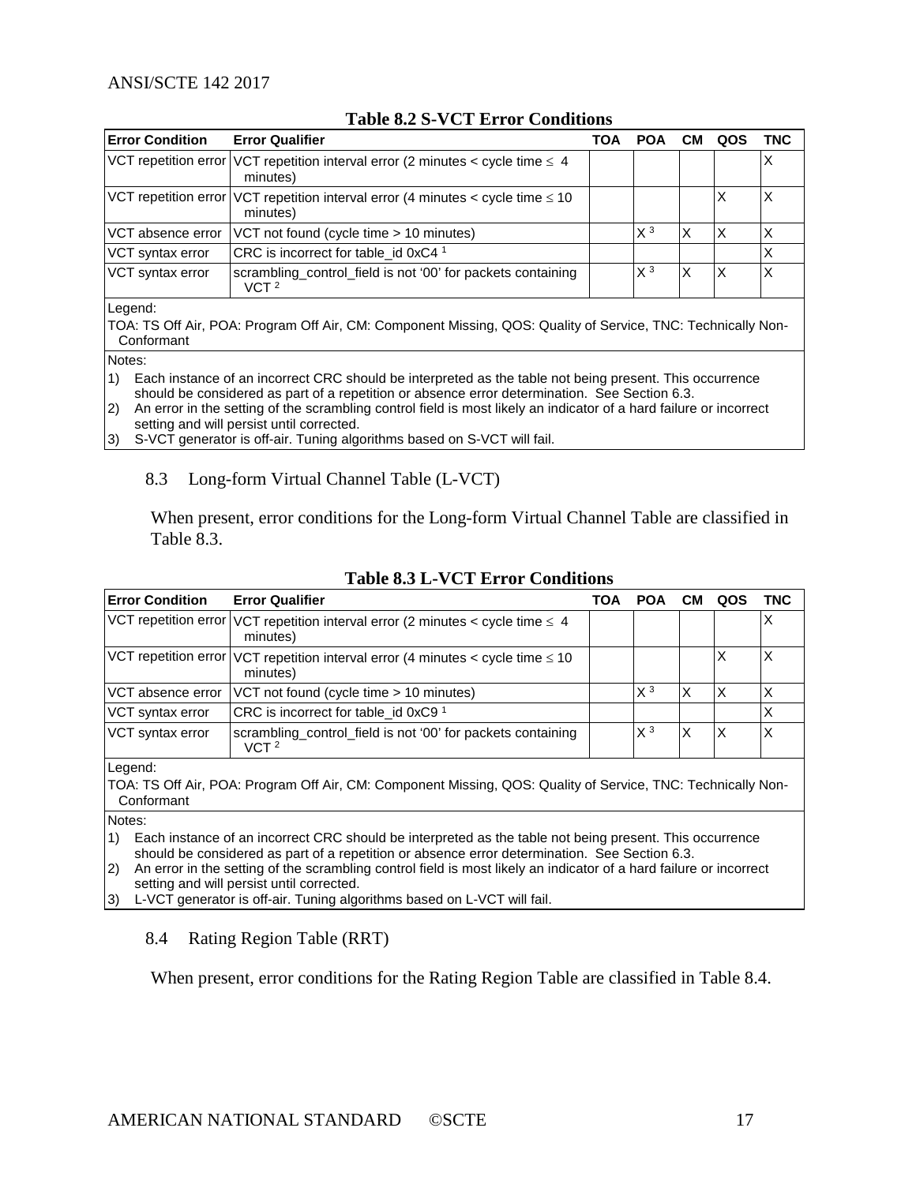**Table 8.2 S-VCT Error Conditions**

| Error Condition | Error Qualifier | TOA | POA | CM | QOS | TNC |
|---|---|---|---|---|---|---|
| VCT repetition error | VCT repetition interval error (2 minutes < cycle time ≤ 4 minutes) | | | | | X |
| VCT repetition error | VCT repetition interval error (4 minutes < cycle time ≤ 10 minutes) | | | | X | X |
| VCT absence error | VCT not found (cycle time > 10 minutes) | | X [3] | X | X | X |
| VCT syntax error | CRC is incorrect for table_id 0xC4 [1] | | | | | X |
| VCT syntax error | scrambling_control_field is not '00' for packets containing VCT [2] | | X [3] | X | X | X |

Legend:

TOA: TS Off Air, POA: Program Off Air, CM: Component Missing, QOS: Quality of Service, TNC: Technically Non-Conformant

Notes:

1) Each instance of an incorrect CRC should be interpreted as the table not being present. This occurrence should be considered as part of a repetition or absence error determination. See Section 6.3.
2) An error in the setting of the scrambling control field is most likely an indicator of a hard failure or incorrect setting and will persist until corrected.
3) S-VCT generator is off-air. Tuning algorithms based on S-VCT will fail.

## 8.3 Long-form Virtual Channel Table (L-VCT)

When present, error conditions for the Long-form Virtual Channel Table are classified in Table 8.3.

**Table 8.3 L-VCT Error Conditions**

| Error Condition | Error Qualifier | TOA | POA | CM | QOS | TNC |
|---|---|---|---|---|---|---|
| VCT repetition error | VCT repetition interval error (2 minutes < cycle time ≤ 4 minutes) | | | | | X |
| VCT repetition error | VCT repetition interval error (4 minutes < cycle time ≤ 10 minutes) | | | | X | X |
| VCT absence error | VCT not found (cycle time > 10 minutes) | | X [3] | X | X | X |
| VCT syntax error | CRC is incorrect for table_id 0xC9 [1] | | | | | X |
| VCT syntax error | scrambling_control_field is not '00' for packets containing VCT [2] | | X [3] | X | X | X |

Legend:

TOA: TS Off Air, POA: Program Off Air, CM: Component Missing, QOS: Quality of Service, TNC: Technically Non-Conformant

Notes:

1) Each instance of an incorrect CRC should be interpreted as the table not being present. This occurrence should be considered as part of a repetition or absence error determination. See Section 6.3.
2) An error in the setting of the scrambling control field is most likely an indicator of a hard failure or incorrect setting and will persist until corrected.
3) L-VCT generator is off-air. Tuning algorithms based on L-VCT will fail.

## 8.4 Rating Region Table (RRT)

When present, error conditions for the Rating Region Table are classified in Table 8.4.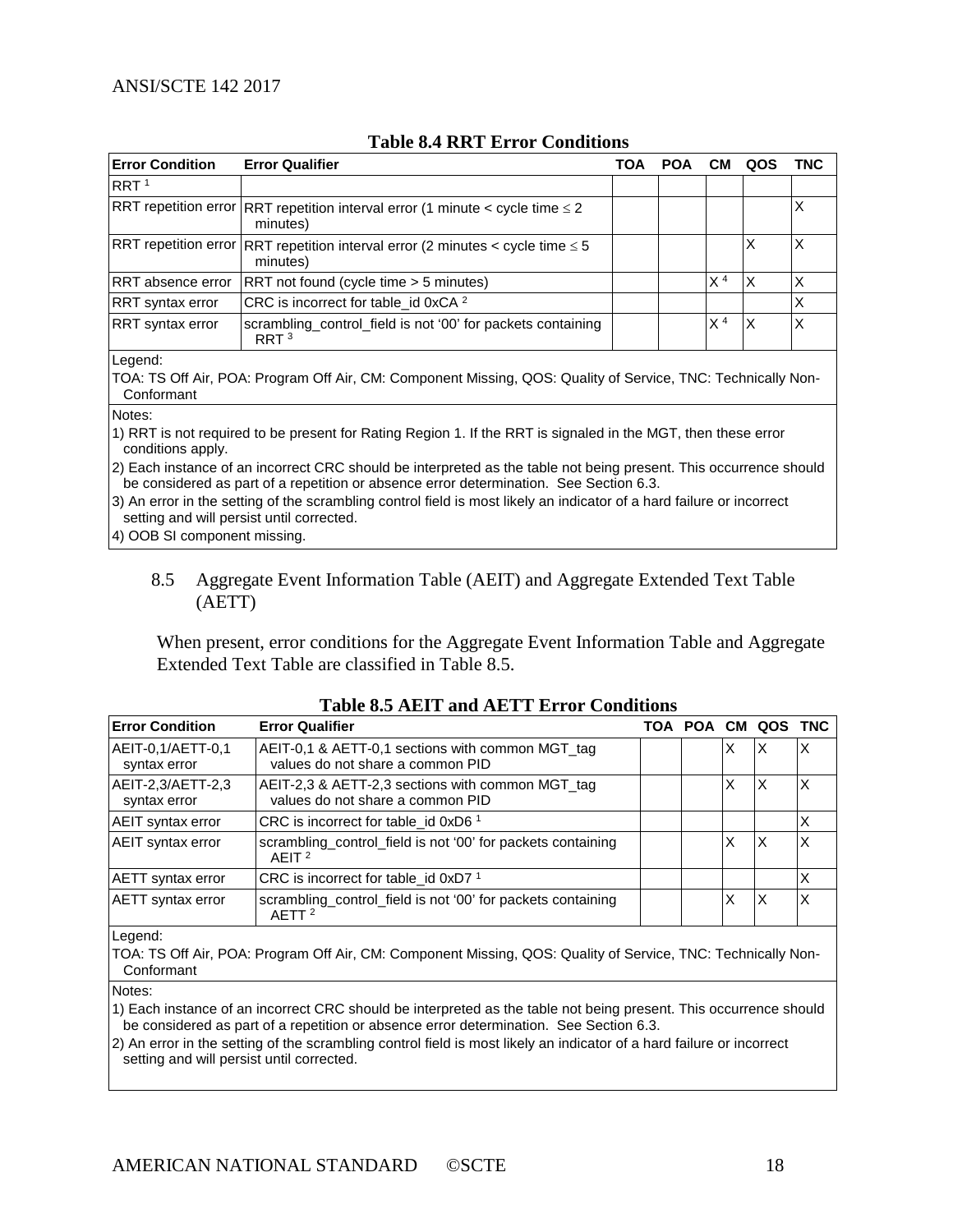**Table 8.4 RRT Error Conditions**

| Error Condition | Error Qualifier | TOA | POA | CM | QOS | TNC |
|---|---|---|---|---|---|---|
| RRT [1] | | | | | | |
| RRT repetition error | RRT repetition interval error (1 minute < cycle time ≤ 2 minutes) | | | | | X |
| RRT repetition error | RRT repetition interval error (2 minutes < cycle time ≤ 5 minutes) | | | | X | X |
| RRT absence error | RRT not found (cycle time > 5 minutes) | | | X [4] | X | X |
| RRT syntax error | CRC is incorrect for table_id 0xCA [2] | | | | | X |
| RRT syntax error | scrambling_control_field is not '00' for packets containing RRT [3] | | | X [4] | X | X |

Legend:

TOA: TS Off Air, POA: Program Off Air, CM: Component Missing, QOS: Quality of Service, TNC: Technically Non-Conformant

Notes:

1) RRT is not required to be present for Rating Region 1. If the RRT is signaled in the MGT, then these error conditions apply.

2) Each instance of an incorrect CRC should be interpreted as the table not being present. This occurrence should be considered as part of a repetition or absence error determination. See Section 6.3.

3) An error in the setting of the scrambling control field is most likely an indicator of a hard failure or incorrect setting and will persist until corrected.

4) OOB SI component missing.

## 8.5 Aggregate Event Information Table (AEIT) and Aggregate Extended Text Table (AETT)

When present, error conditions for the Aggregate Event Information Table and Aggregate Extended Text Table are classified in Table 8.5.

**Table 8.5 AEIT and AETT Error Conditions**

| Error Condition | Error Qualifier | TOA | POA | CM | QOS | TNC |
|---|---|---|---|---|---|---|
| AEIT-0,1/AETT-0,1 syntax error | AEIT-0,1 & AETT-0,1 sections with common MGT_tag values do not share a common PID | | | X | X | X |
| AEIT-2,3/AETT-2,3 syntax error | AEIT-2,3 & AETT-2,3 sections with common MGT_tag values do not share a common PID | | | X | X | X |
| AEIT syntax error | CRC is incorrect for table_id 0xD6 [1] | | | | | X |
| AEIT syntax error | scrambling_control_field is not '00' for packets containing AEIT [2] | | | X | X | X |
| AETT syntax error | CRC is incorrect for table_id 0xD7 [1] | | | | | X |
| AETT syntax error | scrambling_control_field is not '00' for packets containing AETT [2] | | | X | X | X |

Legend:

TOA: TS Off Air, POA: Program Off Air, CM: Component Missing, QOS: Quality of Service, TNC: Technically Non-Conformant

Notes:

1) Each instance of an incorrect CRC should be interpreted as the table not being present. This occurrence should be considered as part of a repetition or absence error determination. See Section 6.3.

2) An error in the setting of the scrambling control field is most likely an indicator of a hard failure or incorrect setting and will persist until corrected.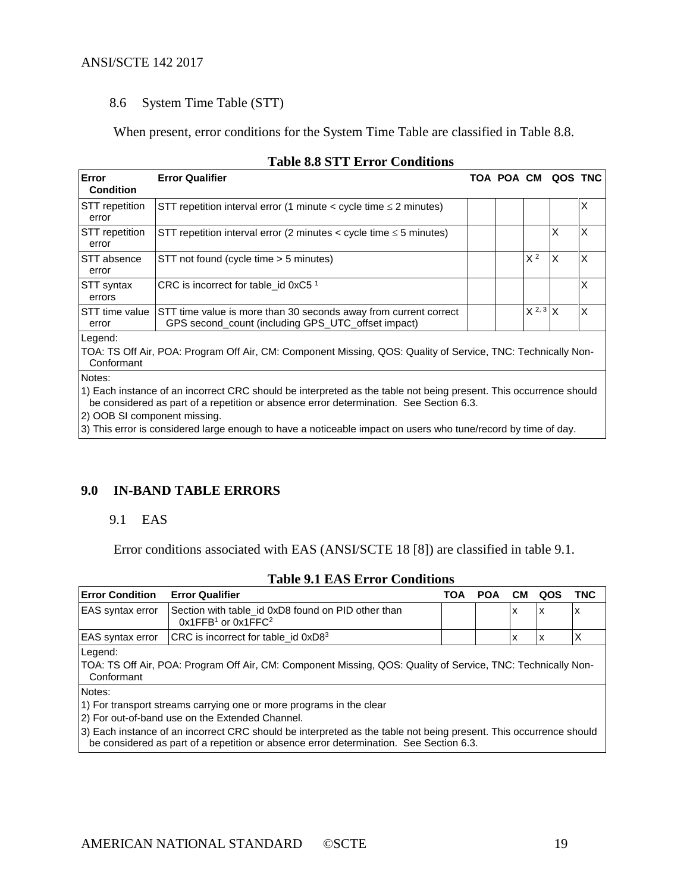## 8.6 System Time Table (STT)

When present, error conditions for the System Time Table are classified in Table 8.8.

**Table 8.8 STT Error Conditions**

| Error Condition | Error Qualifier | TOA | POA | CM | QOS | TNC |
|---|---|---|---|---|---|---|
| STT repetition error | STT repetition interval error (1 minute < cycle time ≤ 2 minutes) | | | | | X |
| STT repetition error | STT repetition interval error (2 minutes < cycle time ≤ 5 minutes) | | | | X | X |
| STT absence error | STT not found (cycle time > 5 minutes) | | | X [2] | X | X |
| STT syntax errors | CRC is incorrect for table_id 0xC5 [1] | | | | | X |
| STT time value error | STT time value is more than 30 seconds away from current correct GPS second_count (including GPS_UTC_offset impact) | | | X [2, 3] | X | X |

Legend:

TOA: TS Off Air, POA: Program Off Air, CM: Component Missing, QOS: Quality of Service, TNC: Technically Non-Conformant

Notes:

1) Each instance of an incorrect CRC should be interpreted as the table not being present. This occurrence should be considered as part of a repetition or absence error determination. See Section 6.3.

2) OOB SI component missing.

3) This error is considered large enough to have a noticeable impact on users who tune/record by time of day.

# 9.0 IN-BAND TABLE ERRORS

## 9.1 EAS

Error conditions associated with EAS (ANSI/SCTE 18 [8]) are classified in table 9.1.

**Table 9.1 EAS Error Conditions**

| Error Condition | Error Qualifier | TOA | POA | CM | QOS | TNC |
|---|---|---|---|---|---|---|
| EAS syntax error | Section with table_id 0xD8 found on PID other than 0x1FFB[1] or 0x1FFC[2] | | | x | x | x |
| EAS syntax error | CRC is incorrect for table_id 0xD8[3] | | | x | x | X |

Legend:

TOA: TS Off Air, POA: Program Off Air, CM: Component Missing, QOS: Quality of Service, TNC: Technically Non-Conformant

Notes:

1) For transport streams carrying one or more programs in the clear

2) For out-of-band use on the Extended Channel.

3) Each instance of an incorrect CRC should be interpreted as the table not being present. This occurrence should be considered as part of a repetition or absence error determination. See Section 6.3.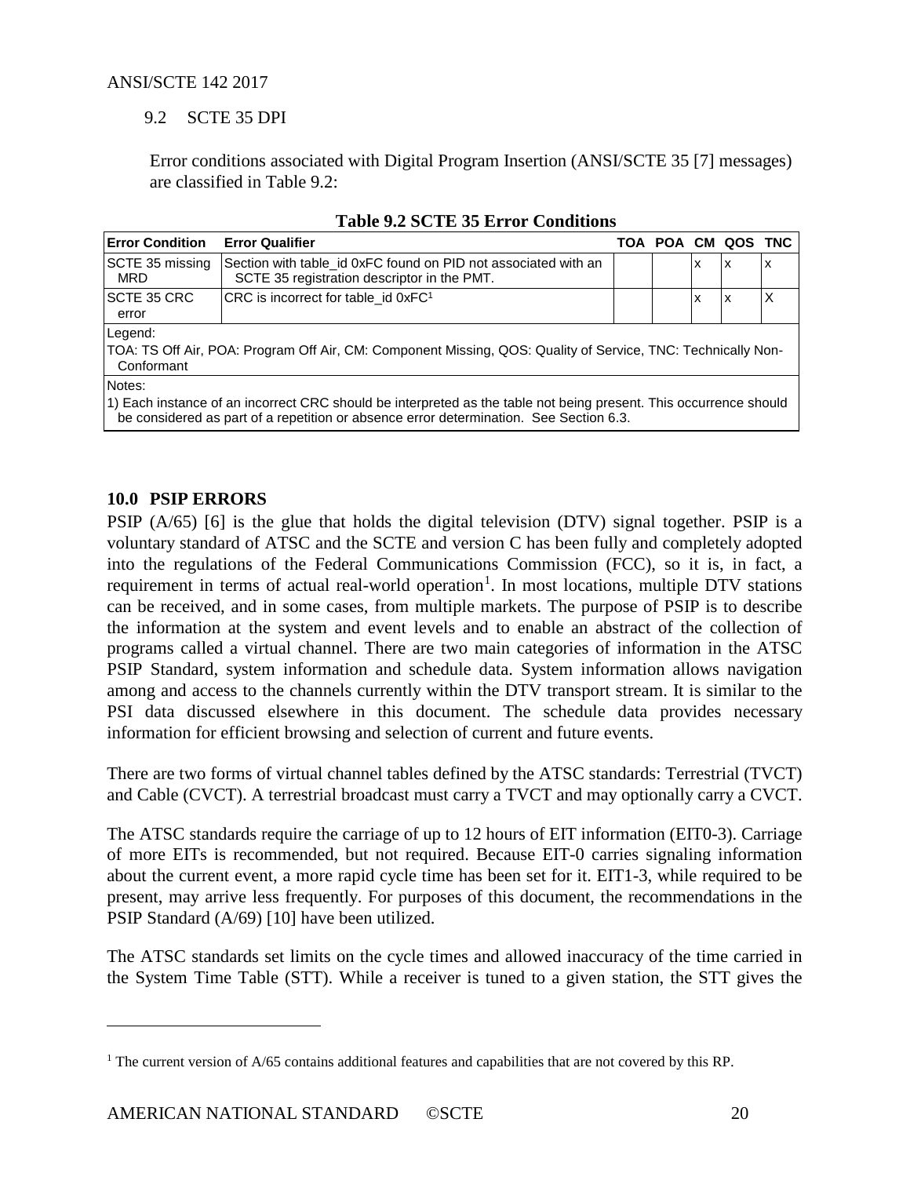### 9.2 SCTE 35 DPI

Error conditions associated with Digital Program Insertion (ANSI/SCTE 35 [7] messages) are classified in Table 9.2:

**Table 9.2 SCTE 35 Error Conditions**

| Error Condition | Error Qualifier | TOA | POA | CM | QOS | TNC |
|---|---|---|---|---|---|---|
| SCTE 35 missing MRD | Section with table_id 0xFC found on PID not associated with an SCTE 35 registration descriptor in the PMT. | | | x | x | x |
| SCTE 35 CRC error | CRC is incorrect for table_id 0xFC[1] | | | x | x | X |

Legend:
TOA: TS Off Air, POA: Program Off Air, CM: Component Missing, QOS: Quality of Service, TNC: Technically Non-Conformant

Notes:
1) Each instance of an incorrect CRC should be interpreted as the table not being present. This occurrence should be considered as part of a repetition or absence error determination. See Section 6.3.

## 10.0 PSIP ERRORS

PSIP (A/65) [6] is the glue that holds the digital television (DTV) signal together. PSIP is a voluntary standard of ATSC and the SCTE and version C has been fully and completely adopted into the regulations of the Federal Communications Commission (FCC), so it is, in fact, a requirement in terms of actual real-world operation[1]. In most locations, multiple DTV stations can be received, and in some cases, from multiple markets. The purpose of PSIP is to describe the information at the system and event levels and to enable an abstract of the collection of programs called a virtual channel. There are two main categories of information in the ATSC PSIP Standard, system information and schedule data. System information allows navigation among and access to the channels currently within the DTV transport stream. It is similar to the PSI data discussed elsewhere in this document. The schedule data provides necessary information for efficient browsing and selection of current and future events.

There are two forms of virtual channel tables defined by the ATSC standards: Terrestrial (TVCT) and Cable (CVCT). A terrestrial broadcast must carry a TVCT and may optionally carry a CVCT.

The ATSC standards require the carriage of up to 12 hours of EIT information (EIT0-3). Carriage of more EITs is recommended, but not required. Because EIT-0 carries signaling information about the current event, a more rapid cycle time has been set for it. EIT1-3, while required to be present, may arrive less frequently. For purposes of this document, the recommendations in the PSIP Standard (A/69) [10] have been utilized.

The ATSC standards set limits on the cycle times and allowed inaccuracy of the time carried in the System Time Table (STT). While a receiver is tuned to a given station, the STT gives the

[1] The current version of A/65 contains additional features and capabilities that are not covered by this RP.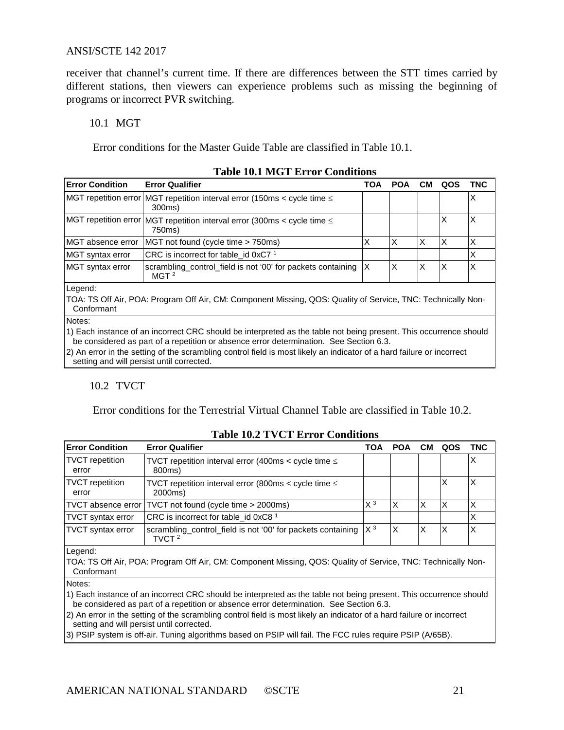receiver that channel's current time. If there are differences between the STT times carried by different stations, then viewers can experience problems such as missing the beginning of programs or incorrect PVR switching.

## 10.1 MGT

Error conditions for the Master Guide Table are classified in Table 10.1.

**Table 10.1 MGT Error Conditions**

| Error Condition | Error Qualifier | TOA | POA | CM | QOS | TNC |
|---|---|---|---|---|---|---|
| MGT repetition error | MGT repetition interval error (150ms < cycle time ≤ 300ms) | | | | | X |
| MGT repetition error | MGT repetition interval error (300ms < cycle time ≤ 750ms) | | | | X | X |
| MGT absence error | MGT not found (cycle time > 750ms) | X | X | X | X | X |
| MGT syntax error | CRC is incorrect for table_id 0xC7 [1] | | | | | X |
| MGT syntax error | scrambling_control_field is not '00' for packets containing MGT [2] | X | X | X | X | X |

Legend:

TOA: TS Off Air, POA: Program Off Air, CM: Component Missing, QOS: Quality of Service, TNC: Technically Non-Conformant

Notes:

1) Each instance of an incorrect CRC should be interpreted as the table not being present. This occurrence should be considered as part of a repetition or absence error determination. See Section 6.3.

2) An error in the setting of the scrambling control field is most likely an indicator of a hard failure or incorrect setting and will persist until corrected.

## 10.2 TVCT

Error conditions for the Terrestrial Virtual Channel Table are classified in Table 10.2.

**Table 10.2 TVCT Error Conditions**

| Error Condition | Error Qualifier | TOA | POA | CM | QOS | TNC |
|---|---|---|---|---|---|---|
| TVCT repetition error | TVCT repetition interval error (400ms < cycle time ≤ 800ms) | | | | | X |
| TVCT repetition error | TVCT repetition interval error (800ms < cycle time ≤ 2000ms) | | | | X | X |
| TVCT absence error | TVCT not found (cycle time > 2000ms) | X [3] | X | X | X | X |
| TVCT syntax error | CRC is incorrect for table_id 0xC8 [1] | | | | | X |
| TVCT syntax error | scrambling_control_field is not '00' for packets containing TVCT [2] | X [3] | X | X | X | X |

Legend:

TOA: TS Off Air, POA: Program Off Air, CM: Component Missing, QOS: Quality of Service, TNC: Technically Non-Conformant

Notes:

1) Each instance of an incorrect CRC should be interpreted as the table not being present. This occurrence should be considered as part of a repetition or absence error determination. See Section 6.3.

2) An error in the setting of the scrambling control field is most likely an indicator of a hard failure or incorrect setting and will persist until corrected.

3) PSIP system is off-air. Tuning algorithms based on PSIP will fail. The FCC rules require PSIP (A/65B).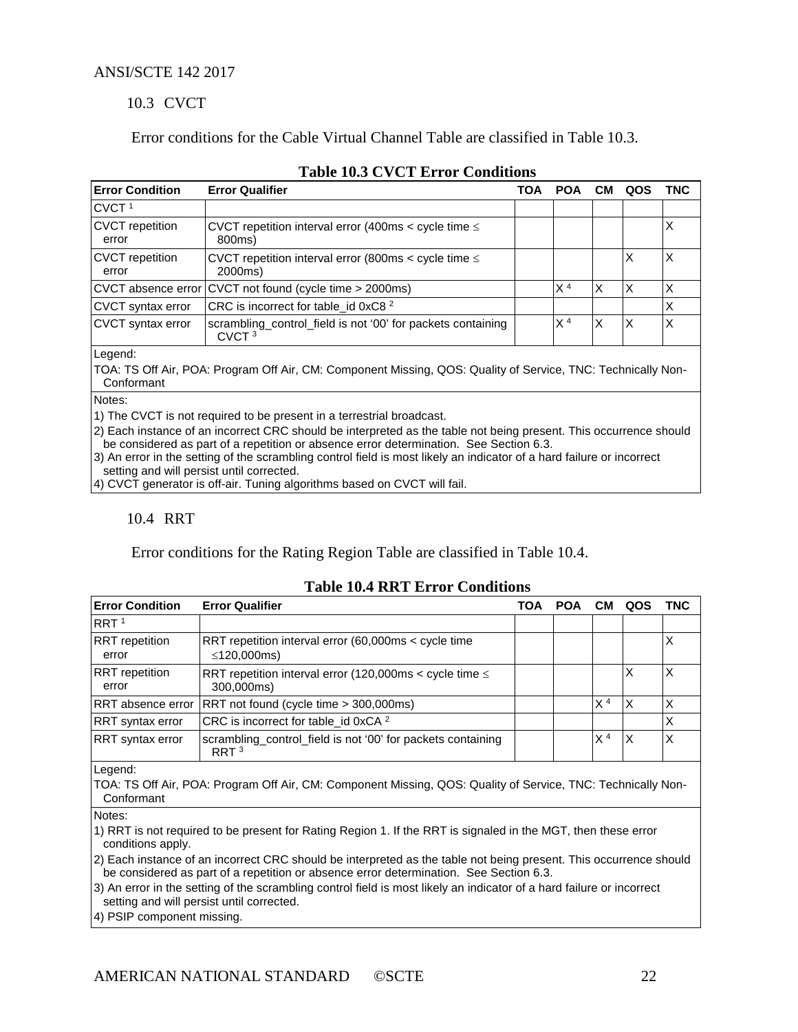## 10.3 CVCT

Error conditions for the Cable Virtual Channel Table are classified in Table 10.3.

**Table 10.3 CVCT Error Conditions**

| Error Condition | Error Qualifier | TOA | POA | CM | QOS | TNC |
|---|---|---|---|---|---|---|
| CVCT [1] | | | | | | |
| CVCT repetition error | CVCT repetition interval error (400ms < cycle time ≤ 800ms) | | | | | X |
| CVCT repetition error | CVCT repetition interval error (800ms < cycle time ≤ 2000ms) | | | | X | X |
| CVCT absence error | CVCT not found (cycle time > 2000ms) | | X [4] | X | X | X |
| CVCT syntax error | CRC is incorrect for table_id 0xC8 [2] | | | | | X |
| CVCT syntax error | scrambling_control_field is not '00' for packets containing CVCT [3] | | X [4] | X | X | X |

Legend:

TOA: TS Off Air, POA: Program Off Air, CM: Component Missing, QOS: Quality of Service, TNC: Technically Non-Conformant

Notes:

1) The CVCT is not required to be present in a terrestrial broadcast.

2) Each instance of an incorrect CRC should be interpreted as the table not being present. This occurrence should be considered as part of a repetition or absence error determination. See Section 6.3.

3) An error in the setting of the scrambling control field is most likely an indicator of a hard failure or incorrect setting and will persist until corrected.

4) CVCT generator is off-air. Tuning algorithms based on CVCT will fail.

## 10.4 RRT

Error conditions for the Rating Region Table are classified in Table 10.4.

**Table 10.4 RRT Error Conditions**

| Error Condition | Error Qualifier | TOA | POA | CM | QOS | TNC |
|---|---|---|---|---|---|---|
| RRT [1] | | | | | | |
| RRT repetition error | RRT repetition interval error (60,000ms < cycle time ≤120,000ms) | | | | | X |
| RRT repetition error | RRT repetition interval error (120,000ms < cycle time ≤ 300,000ms) | | | | X | X |
| RRT absence error | RRT not found (cycle time > 300,000ms) | | | X [4] | X | X |
| RRT syntax error | CRC is incorrect for table_id 0xCA [2] | | | | | X |
| RRT syntax error | scrambling_control_field is not '00' for packets containing RRT [3] | | | X [4] | X | X |

Legend:

TOA: TS Off Air, POA: Program Off Air, CM: Component Missing, QOS: Quality of Service, TNC: Technically Non-Conformant

Notes:

1) RRT is not required to be present for Rating Region 1. If the RRT is signaled in the MGT, then these error conditions apply.

2) Each instance of an incorrect CRC should be interpreted as the table not being present. This occurrence should be considered as part of a repetition or absence error determination. See Section 6.3.

3) An error in the setting of the scrambling control field is most likely an indicator of a hard failure or incorrect setting and will persist until corrected.

4) PSIP component missing.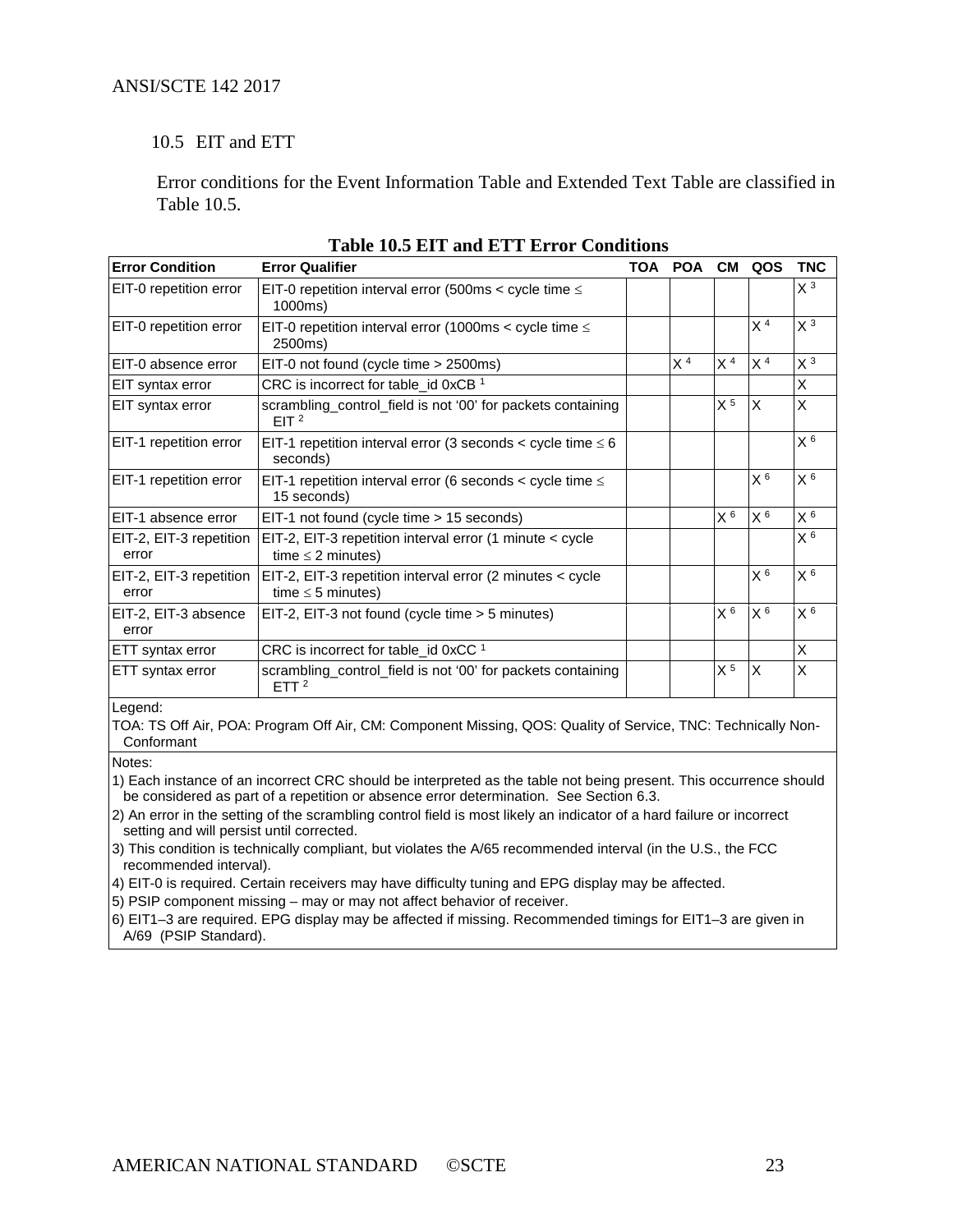## 10.5 EIT and ETT

Error conditions for the Event Information Table and Extended Text Table are classified in Table 10.5.

**Table 10.5 EIT and ETT Error Conditions**

| Error Condition | Error Qualifier | TOA | POA | CM | QOS | TNC |
|---|---|---|---|---|---|---|
| EIT-0 repetition error | EIT-0 repetition interval error (500ms < cycle time ≤ 1000ms) | | | | | X [3] |
| EIT-0 repetition error | EIT-0 repetition interval error (1000ms < cycle time ≤ 2500ms) | | | | X [4] | X [3] |
| EIT-0 absence error | EIT-0 not found (cycle time > 2500ms) | | X [4] | X [4] | X [4] | X [3] |
| EIT syntax error | CRC is incorrect for table_id 0xCB [1] | | | | | X |
| EIT syntax error | scrambling_control_field is not '00' for packets containing EIT [2] | | | X [5] | X | X |
| EIT-1 repetition error | EIT-1 repetition interval error (3 seconds < cycle time ≤ 6 seconds) | | | | | X [6] |
| EIT-1 repetition error | EIT-1 repetition interval error (6 seconds < cycle time ≤ 15 seconds) | | | | X [6] | X [6] |
| EIT-1 absence error | EIT-1 not found (cycle time > 15 seconds) | | | X [6] | X [6] | X [6] |
| EIT-2, EIT-3 repetition error | EIT-2, EIT-3 repetition interval error (1 minute < cycle time ≤ 2 minutes) | | | | | X [6] |
| EIT-2, EIT-3 repetition error | EIT-2, EIT-3 repetition interval error (2 minutes < cycle time ≤ 5 minutes) | | | | X [6] | X [6] |
| EIT-2, EIT-3 absence error | EIT-2, EIT-3 not found (cycle time > 5 minutes) | | | X [6] | X [6] | X [6] |
| ETT syntax error | CRC is incorrect for table_id 0xCC [1] | | | | | X |
| ETT syntax error | scrambling_control_field is not '00' for packets containing ETT [2] | | | X [5] | X | X |

Legend:

TOA: TS Off Air, POA: Program Off Air, CM: Component Missing, QOS: Quality of Service, TNC: Technically Non-Conformant

Notes:

1) Each instance of an incorrect CRC should be interpreted as the table not being present. This occurrence should be considered as part of a repetition or absence error determination. See Section 6.3.

2) An error in the setting of the scrambling control field is most likely an indicator of a hard failure or incorrect setting and will persist until corrected.

3) This condition is technically compliant, but violates the A/65 recommended interval (in the U.S., the FCC recommended interval).

4) EIT-0 is required. Certain receivers may have difficulty tuning and EPG display may be affected.

5) PSIP component missing – may or may not affect behavior of receiver.

6) EIT1–3 are required. EPG display may be affected if missing. Recommended timings for EIT1–3 are given in A/69 (PSIP Standard).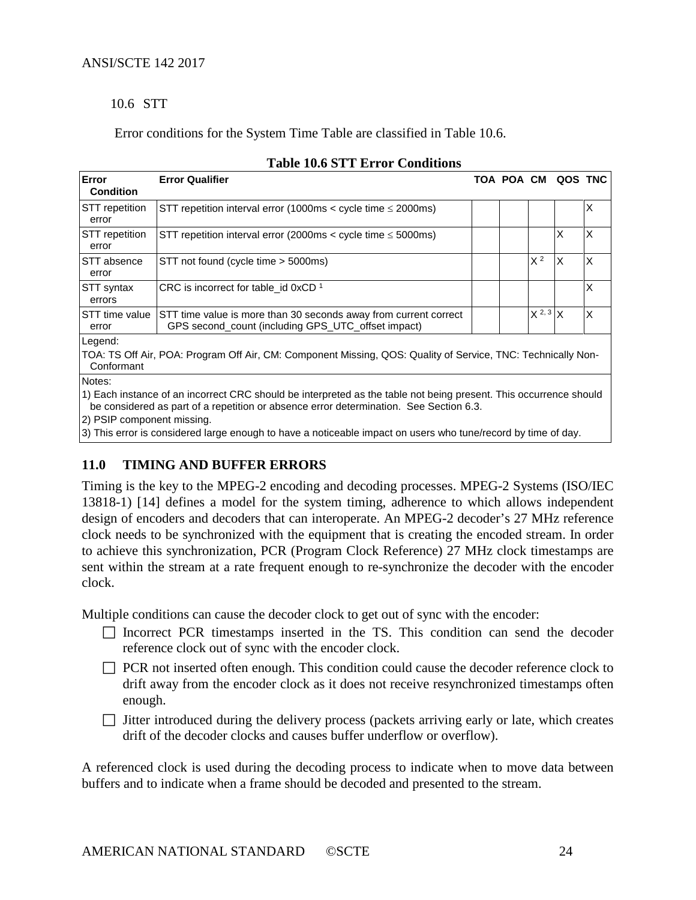## 10.6 STT

Error conditions for the System Time Table are classified in Table 10.6.

**Table 10.6 STT Error Conditions**

| Error Condition | Error Qualifier | TOA | POA | CM | QOS | TNC |
|---|---|---|---|---|---|---|
| STT repetition error | STT repetition interval error (1000ms < cycle time ≤ 2000ms) | | | | | X |
| STT repetition error | STT repetition interval error (2000ms < cycle time ≤ 5000ms) | | | | X | X |
| STT absence error | STT not found (cycle time > 5000ms) | | | X [2] | X | X |
| STT syntax errors | CRC is incorrect for table_id 0xCD [1] | | | | | X |
| STT time value error | STT time value is more than 30 seconds away from current correct GPS second_count (including GPS_UTC_offset impact) | | | X [2, 3] | X | X |

Legend:

TOA: TS Off Air, POA: Program Off Air, CM: Component Missing, QOS: Quality of Service, TNC: Technically Non-Conformant

Notes:

1) Each instance of an incorrect CRC should be interpreted as the table not being present. This occurrence should be considered as part of a repetition or absence error determination. See Section 6.3.

2) PSIP component missing.

3) This error is considered large enough to have a noticeable impact on users who tune/record by time of day.

# 11.0 TIMING AND BUFFER ERRORS

Timing is the key to the MPEG-2 encoding and decoding processes. MPEG-2 Systems (ISO/IEC 13818-1) [14] defines a model for the system timing, adherence to which allows independent design of encoders and decoders that can interoperate. An MPEG-2 decoder's 27 MHz reference clock needs to be synchronized with the equipment that is creating the encoded stream. In order to achieve this synchronization, PCR (Program Clock Reference) 27 MHz clock timestamps are sent within the stream at a rate frequent enough to re-synchronize the decoder with the encoder clock.

Multiple conditions can cause the decoder clock to get out of sync with the encoder:

- Incorrect PCR timestamps inserted in the TS. This condition can send the decoder reference clock out of sync with the encoder clock.
- PCR not inserted often enough. This condition could cause the decoder reference clock to drift away from the encoder clock as it does not receive resynchronized timestamps often enough.
- Jitter introduced during the delivery process (packets arriving early or late, which creates drift of the decoder clocks and causes buffer underflow or overflow).

A referenced clock is used during the decoding process to indicate when to move data between buffers and to indicate when a frame should be decoded and presented to the stream.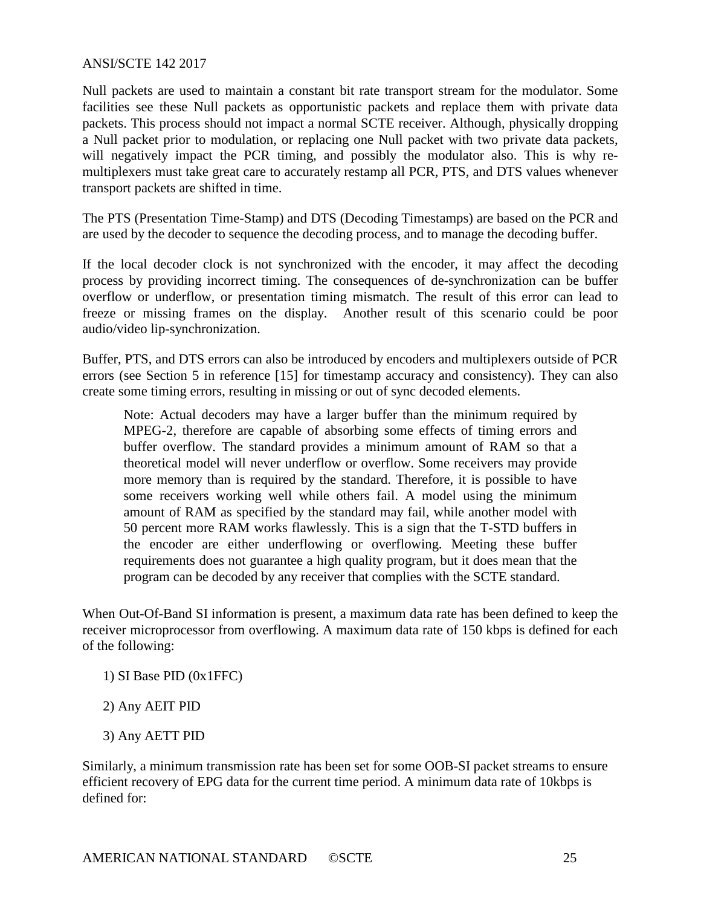Null packets are used to maintain a constant bit rate transport stream for the modulator. Some facilities see these Null packets as opportunistic packets and replace them with private data packets. This process should not impact a normal SCTE receiver. Although, physically dropping a Null packet prior to modulation, or replacing one Null packet with two private data packets, will negatively impact the PCR timing, and possibly the modulator also. This is why re-multiplexers must take great care to accurately restamp all PCR, PTS, and DTS values whenever transport packets are shifted in time.

The PTS (Presentation Time-Stamp) and DTS (Decoding Timestamps) are based on the PCR and are used by the decoder to sequence the decoding process, and to manage the decoding buffer.

If the local decoder clock is not synchronized with the encoder, it may affect the decoding process by providing incorrect timing. The consequences of de-synchronization can be buffer overflow or underflow, or presentation timing mismatch. The result of this error can lead to freeze or missing frames on the display. Another result of this scenario could be poor audio/video lip-synchronization.

Buffer, PTS, and DTS errors can also be introduced by encoders and multiplexers outside of PCR errors (see Section 5 in reference [15] for timestamp accuracy and consistency). They can also create some timing errors, resulting in missing or out of sync decoded elements.

> Note: Actual decoders may have a larger buffer than the minimum required by MPEG-2, therefore are capable of absorbing some effects of timing errors and buffer overflow. The standard provides a minimum amount of RAM so that a theoretical model will never underflow or overflow. Some receivers may provide more memory than is required by the standard. Therefore, it is possible to have some receivers working well while others fail. A model using the minimum amount of RAM as specified by the standard may fail, while another model with 50 percent more RAM works flawlessly. This is a sign that the T-STD buffers in the encoder are either underflowing or overflowing. Meeting these buffer requirements does not guarantee a high quality program, but it does mean that the program can be decoded by any receiver that complies with the SCTE standard.

When Out-Of-Band SI information is present, a maximum data rate has been defined to keep the receiver microprocessor from overflowing. A maximum data rate of 150 kbps is defined for each of the following:

1) SI Base PID (0x1FFC)
2) Any AEIT PID
3) Any AETT PID

Similarly, a minimum transmission rate has been set for some OOB-SI packet streams to ensure efficient recovery of EPG data for the current time period. A minimum data rate of 10kbps is defined for: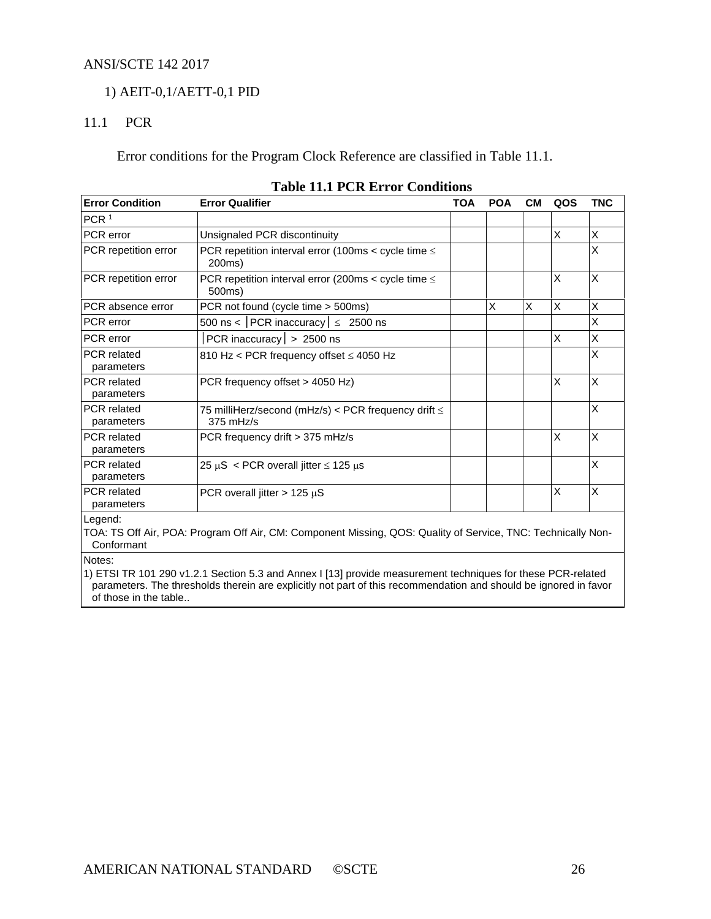1) AEIT-0,1/AETT-0,1 PID

## 11.1 PCR

Error conditions for the Program Clock Reference are classified in Table 11.1.

**Table 11.1 PCR Error Conditions**

| Error Condition | Error Qualifier | TOA | POA | CM | QOS | TNC |
|---|---|---|---|---|---|---|
| PCR [1] | | | | | | |
| PCR error | Unsignaled PCR discontinuity | | | | X | X |
| PCR repetition error | PCR repetition interval error (100ms < cycle time ≤ 200ms) | | | | | X |
| PCR repetition error | PCR repetition interval error (200ms < cycle time ≤ 500ms) | | | | X | X |
| PCR absence error | PCR not found (cycle time > 500ms) | | X | X | X | X |
| PCR error | 500 ns < │PCR inaccuracy│ ≤ 2500 ns | | | | | X |
| PCR error | │PCR inaccuracy│ > 2500 ns | | | | X | X |
| PCR related parameters | 810 Hz < PCR frequency offset ≤ 4050 Hz | | | | | X |
| PCR related parameters | PCR frequency offset > 4050 Hz) | | | | X | X |
| PCR related parameters | 75 milliHerz/second (mHz/s) < PCR frequency drift ≤ 375 mHz/s | | | | | X |
| PCR related parameters | PCR frequency drift > 375 mHz/s | | | | X | X |
| PCR related parameters | 25 μS < PCR overall jitter ≤ 125 μs | | | | | X |
| PCR related parameters | PCR overall jitter > 125 μS | | | | X | X |

Legend:

TOA: TS Off Air, POA: Program Off Air, CM: Component Missing, QOS: Quality of Service, TNC: Technically Non-Conformant

Notes:

1) ETSI TR 101 290 v1.2.1 Section 5.3 and Annex I [13] provide measurement techniques for these PCR-related parameters. The thresholds therein are explicitly not part of this recommendation and should be ignored in favor of those in the table..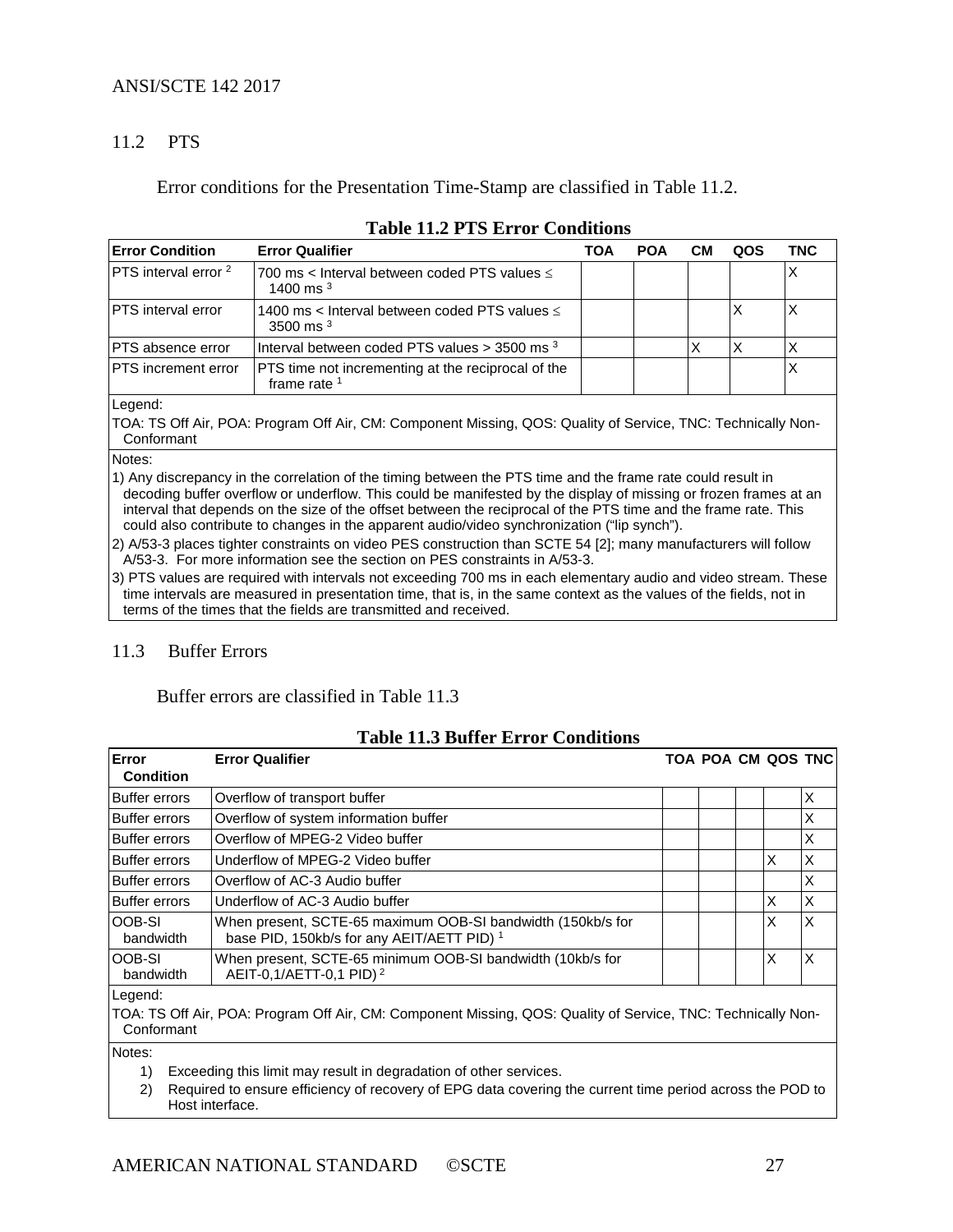## 11.2 PTS

Error conditions for the Presentation Time-Stamp are classified in Table 11.2.

**Table 11.2 PTS Error Conditions**

| Error Condition | Error Qualifier | TOA | POA | CM | QOS | TNC |
|---|---|---|---|---|---|---|
| PTS interval error [2] | 700 ms < Interval between coded PTS values ≤ 1400 ms [3] | | | | | X |
| PTS interval error | 1400 ms < Interval between coded PTS values ≤ 3500 ms [3] | | | | X | X |
| PTS absence error | Interval between coded PTS values > 3500 ms [3] | | | X | X | X |
| PTS increment error | PTS time not incrementing at the reciprocal of the frame rate [1] | | | | | X |

Legend:

TOA: TS Off Air, POA: Program Off Air, CM: Component Missing, QOS: Quality of Service, TNC: Technically Non-Conformant

Notes:

1) Any discrepancy in the correlation of the timing between the PTS time and the frame rate could result in decoding buffer overflow or underflow. This could be manifested by the display of missing or frozen frames at an interval that depends on the size of the offset between the reciprocal of the PTS time and the frame rate. This could also contribute to changes in the apparent audio/video synchronization ("lip synch").

2) A/53-3 places tighter constraints on video PES construction than SCTE 54 [2]; many manufacturers will follow A/53-3. For more information see the section on PES constraints in A/53-3.

3) PTS values are required with intervals not exceeding 700 ms in each elementary audio and video stream. These time intervals are measured in presentation time, that is, in the same context as the values of the fields, not in terms of the times that the fields are transmitted and received.

## 11.3 Buffer Errors

Buffer errors are classified in Table 11.3

**Table 11.3 Buffer Error Conditions**

| Error Condition | Error Qualifier | TOA | POA | CM | QOS | TNC |
|---|---|---|---|---|---|---|
| Buffer errors | Overflow of transport buffer | | | | | X |
| Buffer errors | Overflow of system information buffer | | | | | X |
| Buffer errors | Overflow of MPEG-2 Video buffer | | | | | X |
| Buffer errors | Underflow of MPEG-2 Video buffer | | | | X | X |
| Buffer errors | Overflow of AC-3 Audio buffer | | | | | X |
| Buffer errors | Underflow of AC-3 Audio buffer | | | | X | X |
| OOB-SI bandwidth | When present, SCTE-65 maximum OOB-SI bandwidth (150kb/s for base PID, 150kb/s for any AEIT/AETT PID) [1] | | | | X | X |
| OOB-SI bandwidth | When present, SCTE-65 minimum OOB-SI bandwidth (10kb/s for AEIT-0,1/AETT-0,1 PID) [2] | | | | X | X |

Legend:

TOA: TS Off Air, POA: Program Off Air, CM: Component Missing, QOS: Quality of Service, TNC: Technically Non-Conformant

Notes:

1) Exceeding this limit may result in degradation of other services.
2) Required to ensure efficiency of recovery of EPG data covering the current time period across the POD to Host interface.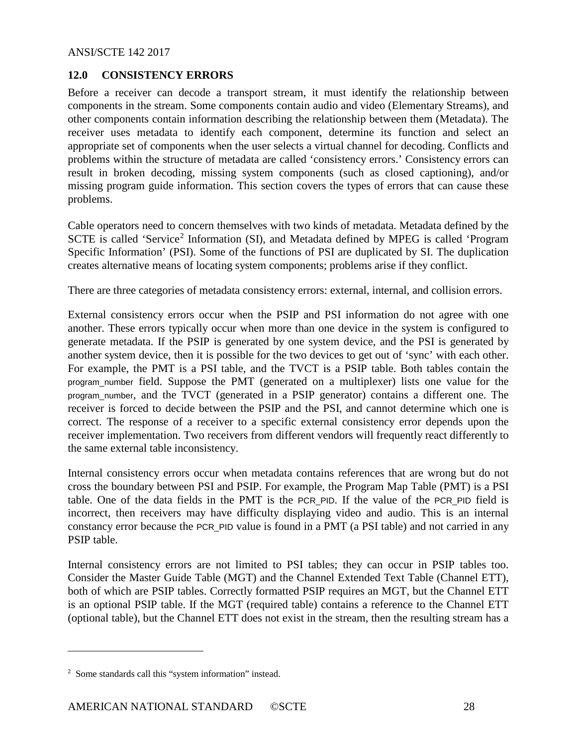## 12.0 CONSISTENCY ERRORS

Before a receiver can decode a transport stream, it must identify the relationship between components in the stream. Some components contain audio and video (Elementary Streams), and other components contain information describing the relationship between them (Metadata). The receiver uses metadata to identify each component, determine its function and select an appropriate set of components when the user selects a virtual channel for decoding. Conflicts and problems within the structure of metadata are called 'consistency errors.' Consistency errors can result in broken decoding, missing system components (such as closed captioning), and/or missing program guide information. This section covers the types of errors that can cause these problems.

Cable operators need to concern themselves with two kinds of metadata. Metadata defined by the SCTE is called 'Service[2] Information (SI), and Metadata defined by MPEG is called 'Program Specific Information' (PSI). Some of the functions of PSI are duplicated by SI. The duplication creates alternative means of locating system components; problems arise if they conflict.

There are three categories of metadata consistency errors: external, internal, and collision errors.

External consistency errors occur when the PSIP and PSI information do not agree with one another. These errors typically occur when more than one device in the system is configured to generate metadata. If the PSIP is generated by one system device, and the PSI is generated by another system device, then it is possible for the two devices to get out of 'sync' with each other. For example, the PMT is a PSI table, and the TVCT is a PSIP table. Both tables contain the program_number field. Suppose the PMT (generated on a multiplexer) lists one value for the program_number, and the TVCT (generated in a PSIP generator) contains a different one. The receiver is forced to decide between the PSIP and the PSI, and cannot determine which one is correct. The response of a receiver to a specific external consistency error depends upon the receiver implementation. Two receivers from different vendors will frequently react differently to the same external table inconsistency.

Internal consistency errors occur when metadata contains references that are wrong but do not cross the boundary between PSI and PSIP. For example, the Program Map Table (PMT) is a PSI table. One of the data fields in the PMT is the PCR_PID. If the value of the PCR_PID field is incorrect, then receivers may have difficulty displaying video and audio. This is an internal constancy error because the PCR_PID value is found in a PMT (a PSI table) and not carried in any PSIP table.

Internal consistency errors are not limited to PSI tables; they can occur in PSIP tables too. Consider the Master Guide Table (MGT) and the Channel Extended Text Table (Channel ETT), both of which are PSIP tables. Correctly formatted PSIP requires an MGT, but the Channel ETT is an optional PSIP table. If the MGT (required table) contains a reference to the Channel ETT (optional table), but the Channel ETT does not exist in the stream, then the resulting stream has a

---

[2] Some standards call this "system information" instead.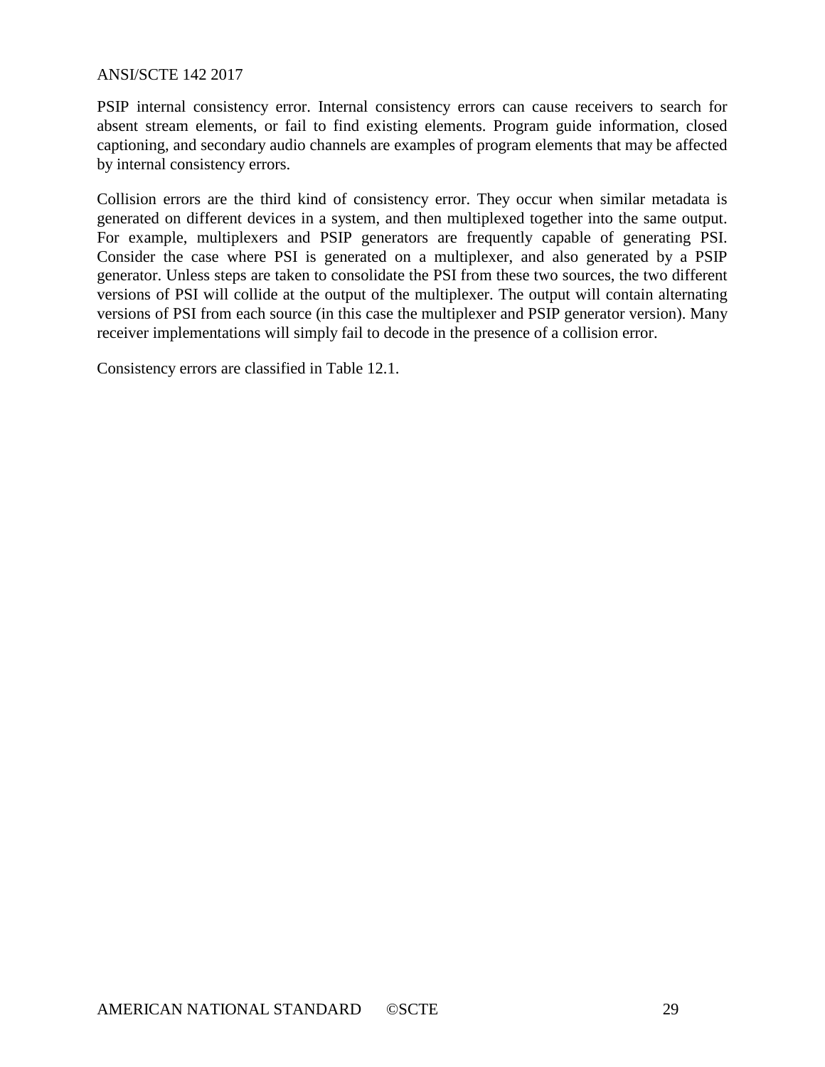PSIP internal consistency error. Internal consistency errors can cause receivers to search for absent stream elements, or fail to find existing elements. Program guide information, closed captioning, and secondary audio channels are examples of program elements that may be affected by internal consistency errors.

Collision errors are the third kind of consistency error. They occur when similar metadata is generated on different devices in a system, and then multiplexed together into the same output. For example, multiplexers and PSIP generators are frequently capable of generating PSI. Consider the case where PSI is generated on a multiplexer, and also generated by a PSIP generator. Unless steps are taken to consolidate the PSI from these two sources, the two different versions of PSI will collide at the output of the multiplexer. The output will contain alternating versions of PSI from each source (in this case the multiplexer and PSIP generator version). Many receiver implementations will simply fail to decode in the presence of a collision error.

Consistency errors are classified in Table 12.1.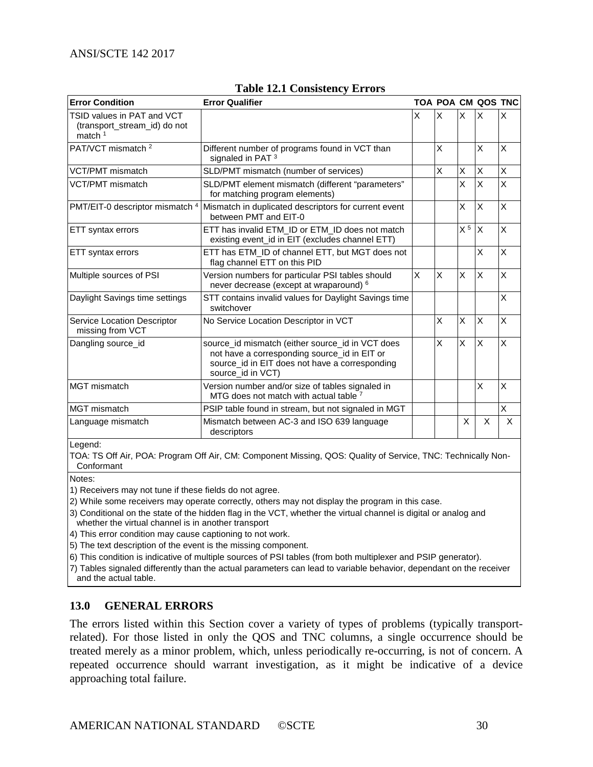**Table 12.1 Consistency Errors**

| Error Condition | Error Qualifier | TOA | POA | CM | QOS | TNC |
|---|---|---|---|---|---|---|
| TSID values in PAT and VCT (transport_stream_id) do not match [1] | | X | X | X | X | X |
| PAT/VCT mismatch [2] | Different number of programs found in VCT than signaled in PAT [3] | | X | | X | X |
| VCT/PMT mismatch | SLD/PMT mismatch (number of services) | | X | X | X | X |
| VCT/PMT mismatch | SLD/PMT element mismatch (different "parameters" for matching program elements) | | | X | X | X |
| PMT/EIT-0 descriptor mismatch [4] | Mismatch in duplicated descriptors for current event between PMT and EIT-0 | | | X | X | X |
| ETT syntax errors | ETT has invalid ETM_ID or ETM_ID does not match existing event_id in EIT (excludes channel ETT) | | | X [5] | X | X |
| ETT syntax errors | ETT has ETM_ID of channel ETT, but MGT does not flag channel ETT on this PID | | | | X | X |
| Multiple sources of PSI | Version numbers for particular PSI tables should never decrease (except at wraparound) [6] | X | X | X | X | X |
| Daylight Savings time settings | STT contains invalid values for Daylight Savings time switchover | | | | | X |
| Service Location Descriptor missing from VCT | No Service Location Descriptor in VCT | | X | X | X | X |
| Dangling source_id | source_id mismatch (either source_id in VCT does not have a corresponding source_id in EIT or source_id in EIT does not have a corresponding source_id in VCT) | | X | X | X | X |
| MGT mismatch | Version number and/or size of tables signaled in MTG does not match with actual table [7] | | | | X | X |
| MGT mismatch | PSIP table found in stream, but not signaled in MGT | | | | | X |
| Language mismatch | Mismatch between AC-3 and ISO 639 language descriptors | | | X | X | X |

Legend:

TOA: TS Off Air, POA: Program Off Air, CM: Component Missing, QOS: Quality of Service, TNC: Technically Non-Conformant

Notes:

1) Receivers may not tune if these fields do not agree.

2) While some receivers may operate correctly, others may not display the program in this case.

3) Conditional on the state of the hidden flag in the VCT, whether the virtual channel is digital or analog and whether the virtual channel is in another transport

4) This error condition may cause captioning to not work.

5) The text description of the event is the missing component.

6) This condition is indicative of multiple sources of PSI tables (from both multiplexer and PSIP generator).

7) Tables signaled differently than the actual parameters can lead to variable behavior, dependant on the receiver and the actual table.

## 13.0 GENERAL ERRORS

The errors listed within this Section cover a variety of types of problems (typically transport-related). For those listed in only the QOS and TNC columns, a single occurrence should be treated merely as a minor problem, which, unless periodically re-occurring, is not of concern. A repeated occurrence should warrant investigation, as it might be indicative of a device approaching total failure.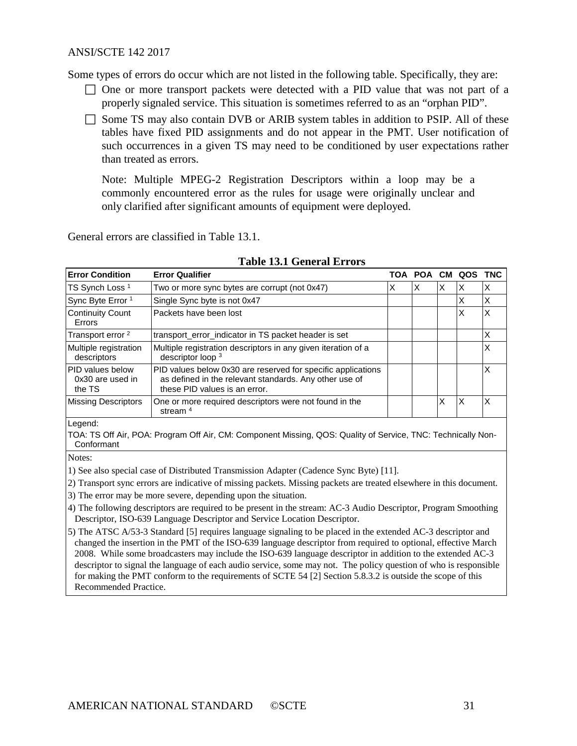Some types of errors do occur which are not listed in the following table. Specifically, they are:

- One or more transport packets were detected with a PID value that was not part of a properly signaled service. This situation is sometimes referred to as an "orphan PID".
- Some TS may also contain DVB or ARIB system tables in addition to PSIP. All of these tables have fixed PID assignments and do not appear in the PMT. User notification of such occurrences in a given TS may need to be conditioned by user expectations rather than treated as errors.

  Note: Multiple MPEG-2 Registration Descriptors within a loop may be a commonly encountered error as the rules for usage were originally unclear and only clarified after significant amounts of equipment were deployed.

General errors are classified in Table 13.1.

**Table 13.1 General Errors**

| Error Condition | Error Qualifier | TOA | POA | CM | QOS | TNC |
|---|---|---|---|---|---|---|
| TS Synch Loss [1] | Two or more sync bytes are corrupt (not 0x47) | X | X | X | X | X |
| Sync Byte Error [1] | Single Sync byte is not 0x47 | | | | X | X |
| Continuity Count Errors | Packets have been lost | | | | X | X |
| Transport error [2] | transport_error_indicator in TS packet header is set | | | | | X |
| Multiple registration descriptors | Multiple registration descriptors in any given iteration of a descriptor loop [3] | | | | | X |
| PID values below 0x30 are used in the TS | PID values below 0x30 are reserved for specific applications as defined in the relevant standards. Any other use of these PID values is an error. | | | | | X |
| Missing Descriptors | One or more required descriptors were not found in the stream [4] | | | X | X | X |

Legend:

TOA: TS Off Air, POA: Program Off Air, CM: Component Missing, QOS: Quality of Service, TNC: Technically Non-Conformant

Notes:

1) See also special case of Distributed Transmission Adapter (Cadence Sync Byte) [11].

2) Transport sync errors are indicative of missing packets. Missing packets are treated elsewhere in this document.

3) The error may be more severe, depending upon the situation.

4) The following descriptors are required to be present in the stream: AC-3 Audio Descriptor, Program Smoothing Descriptor, ISO-639 Language Descriptor and Service Location Descriptor.

5) The ATSC A/53-3 Standard [5] requires language signaling to be placed in the extended AC-3 descriptor and changed the insertion in the PMT of the ISO-639 language descriptor from required to optional, effective March 2008. While some broadcasters may include the ISO-639 language descriptor in addition to the extended AC-3 descriptor to signal the language of each audio service, some may not. The policy question of who is responsible for making the PMT conform to the requirements of SCTE 54 [2] Section 5.8.3.2 is outside the scope of this Recommended Practice.